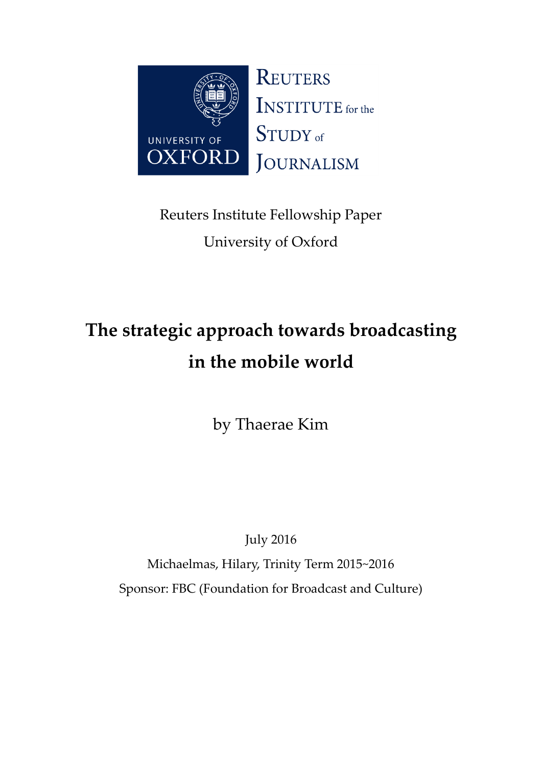REUTERS INSTITUTE for the STUDY of JOURNALISM

UNIVERSITY OF OXFORD

Reuters Institute Fellowship Paper

University of Oxford

# The strategic approach towards broadcasting in the mobile world

by Thaerae Kim

July 2016

Michaelmas, Hilary, Trinity Term 2015~2016

Sponsor: FBC (Foundation for Broadcast and Culture)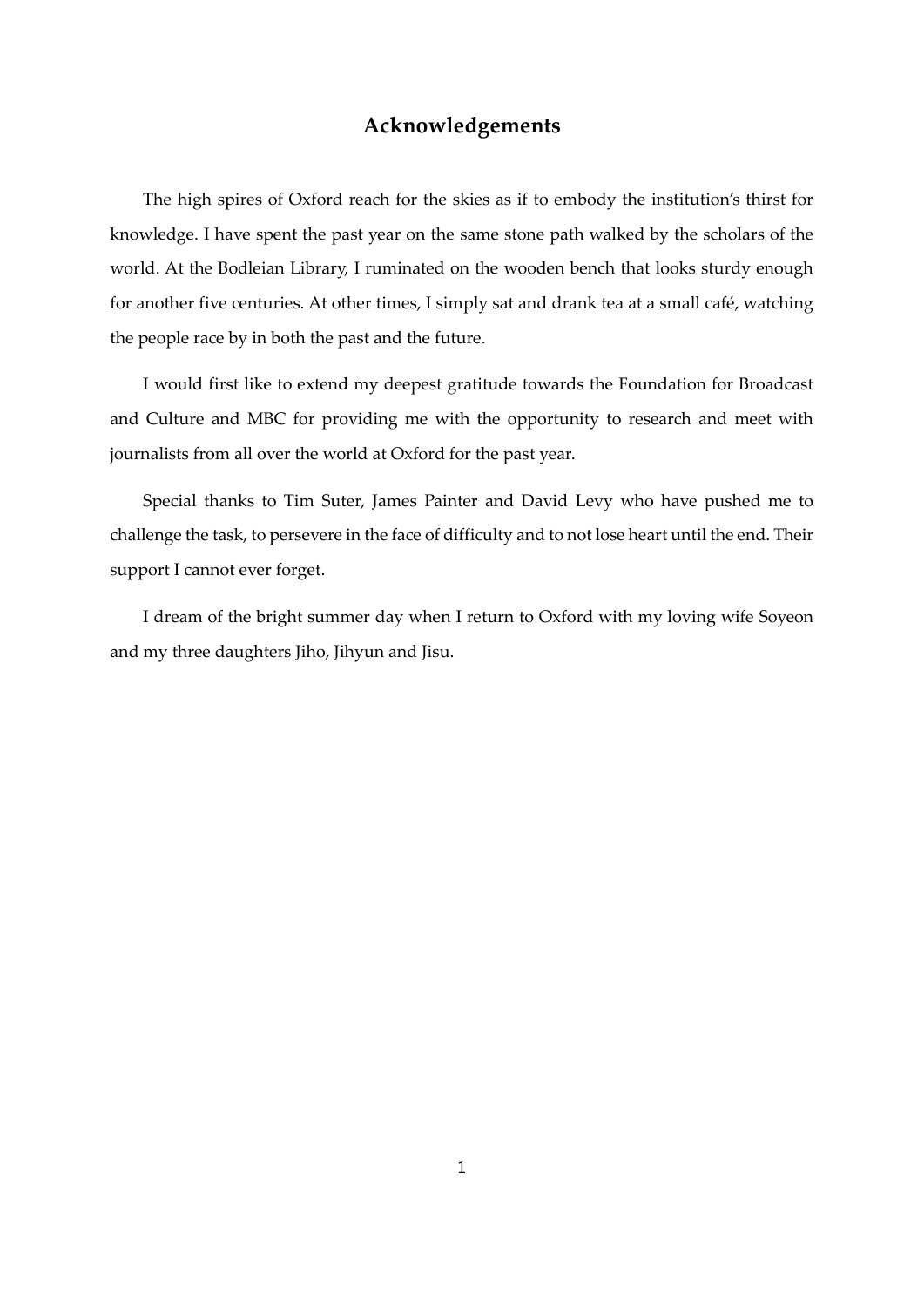## Acknowledgements

The high spires of Oxford reach for the skies as if to embody the institution's thirst for knowledge. I have spent the past year on the same stone path walked by the scholars of the world. At the Bodleian Library, I ruminated on the wooden bench that looks sturdy enough for another five centuries. At other times, I simply sat and drank tea at a small café, watching the people race by in both the past and the future.

I would first like to extend my deepest gratitude towards the Foundation for Broadcast and Culture and MBC for providing me with the opportunity to research and meet with journalists from all over the world at Oxford for the past year.

Special thanks to Tim Suter, James Painter and David Levy who have pushed me to challenge the task, to persevere in the face of difficulty and to not lose heart until the end. Their support I cannot ever forget.

I dream of the bright summer day when I return to Oxford with my loving wife Soyeon and my three daughters Jiho, Jihyun and Jisu.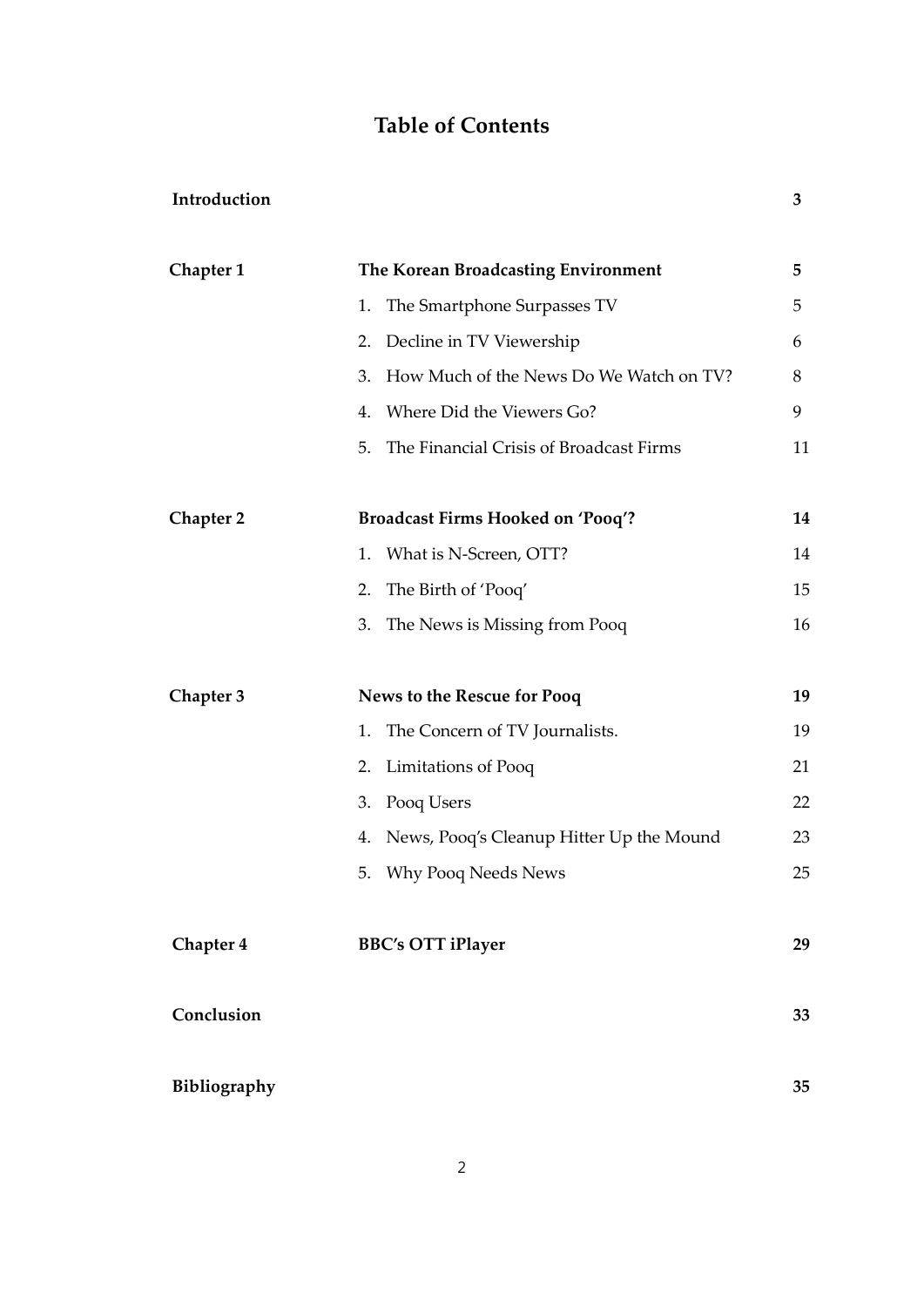# Table of Contents

| | | |
|---|---|---|
| **Introduction** | | **3** |
| **Chapter 1** | **The Korean Broadcasting Environment** | **5** |
| | 1. The Smartphone Surpasses TV | 5 |
| | 2. Decline in TV Viewership | 6 |
| | 3. How Much of the News Do We Watch on TV? | 8 |
| | 4. Where Did the Viewers Go? | 9 |
| | 5. The Financial Crisis of Broadcast Firms | 11 |
| **Chapter 2** | **Broadcast Firms Hooked on 'Pooq'?** | **14** |
| | 1. What is N-Screen, OTT? | 14 |
| | 2. The Birth of 'Pooq' | 15 |
| | 3. The News is Missing from Pooq | 16 |
| **Chapter 3** | **News to the Rescue for Pooq** | **19** |
| | 1. The Concern of TV Journalists. | 19 |
| | 2. Limitations of Pooq | 21 |
| | 3. Pooq Users | 22 |
| | 4. News, Pooq's Cleanup Hitter Up the Mound | 23 |
| | 5. Why Pooq Needs News | 25 |
| **Chapter 4** | **BBC's OTT iPlayer** | **29** |
| **Conclusion** | | **33** |
| **Bibliography** | | **35** |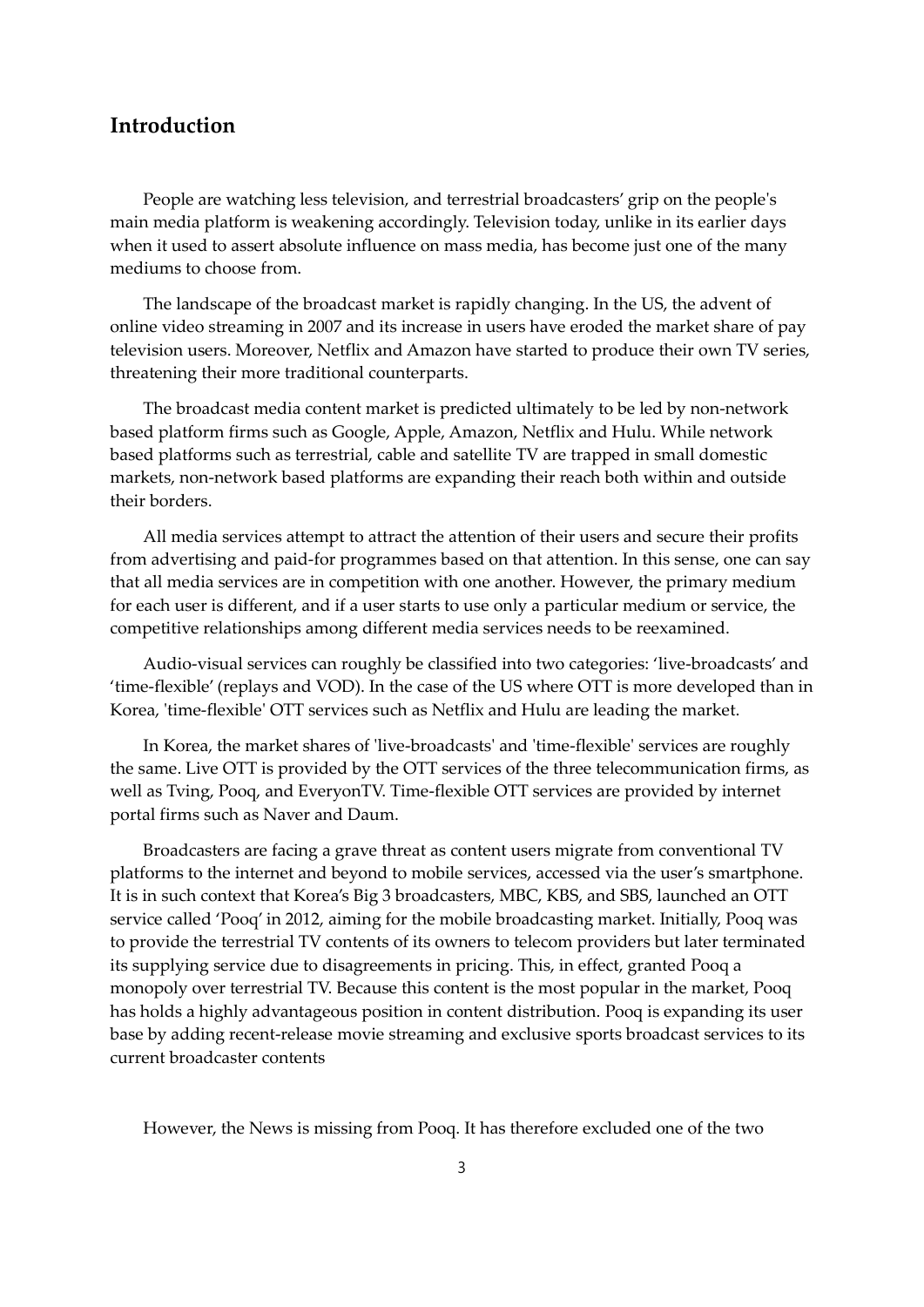## Introduction

People are watching less television, and terrestrial broadcasters' grip on the people's main media platform is weakening accordingly. Television today, unlike in its earlier days when it used to assert absolute influence on mass media, has become just one of the many mediums to choose from.

The landscape of the broadcast market is rapidly changing. In the US, the advent of online video streaming in 2007 and its increase in users have eroded the market share of pay television users. Moreover, Netflix and Amazon have started to produce their own TV series, threatening their more traditional counterparts.

The broadcast media content market is predicted ultimately to be led by non-network based platform firms such as Google, Apple, Amazon, Netflix and Hulu. While network based platforms such as terrestrial, cable and satellite TV are trapped in small domestic markets, non-network based platforms are expanding their reach both within and outside their borders.

All media services attempt to attract the attention of their users and secure their profits from advertising and paid-for programmes based on that attention. In this sense, one can say that all media services are in competition with one another. However, the primary medium for each user is different, and if a user starts to use only a particular medium or service, the competitive relationships among different media services needs to be reexamined.

Audio-visual services can roughly be classified into two categories: 'live-broadcasts' and 'time-flexible' (replays and VOD). In the case of the US where OTT is more developed than in Korea, 'time-flexible' OTT services such as Netflix and Hulu are leading the market.

In Korea, the market shares of 'live-broadcasts' and 'time-flexible' services are roughly the same. Live OTT is provided by the OTT services of the three telecommunication firms, as well as Tving, Pooq, and EveryonTV. Time-flexible OTT services are provided by internet portal firms such as Naver and Daum.

Broadcasters are facing a grave threat as content users migrate from conventional TV platforms to the internet and beyond to mobile services, accessed via the user's smartphone. It is in such context that Korea's Big 3 broadcasters, MBC, KBS, and SBS, launched an OTT service called 'Pooq' in 2012, aiming for the mobile broadcasting market. Initially, Pooq was to provide the terrestrial TV contents of its owners to telecom providers but later terminated its supplying service due to disagreements in pricing. This, in effect, granted Pooq a monopoly over terrestrial TV. Because this content is the most popular in the market, Pooq has holds a highly advantageous position in content distribution. Pooq is expanding its user base by adding recent-release movie streaming and exclusive sports broadcast services to its current broadcaster contents

However, the News is missing from Pooq. It has therefore excluded one of the two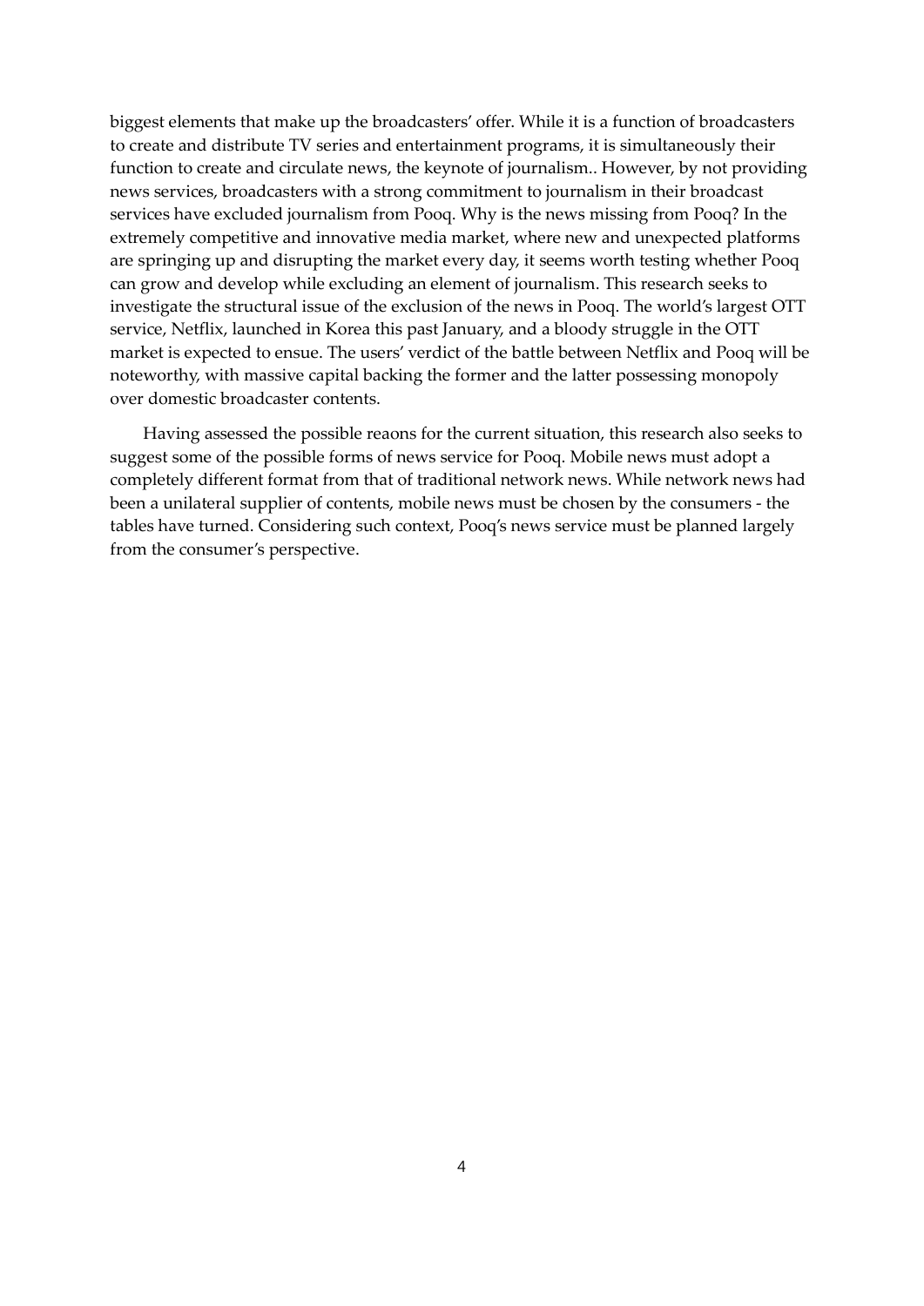biggest elements that make up the broadcasters' offer. While it is a function of broadcasters to create and distribute TV series and entertainment programs, it is simultaneously their function to create and circulate news, the keynote of journalism.. However, by not providing news services, broadcasters with a strong commitment to journalism in their broadcast services have excluded journalism from Pooq. Why is the news missing from Pooq? In the extremely competitive and innovative media market, where new and unexpected platforms are springing up and disrupting the market every day, it seems worth testing whether Pooq can grow and develop while excluding an element of journalism. This research seeks to investigate the structural issue of the exclusion of the news in Pooq. The world's largest OTT service, Netflix, launched in Korea this past January, and a bloody struggle in the OTT market is expected to ensue. The users' verdict of the battle between Netflix and Pooq will be noteworthy, with massive capital backing the former and the latter possessing monopoly over domestic broadcaster contents.

Having assessed the possible reaons for the current situation, this research also seeks to suggest some of the possible forms of news service for Pooq. Mobile news must adopt a completely different format from that of traditional network news. While network news had been a unilateral supplier of contents, mobile news must be chosen by the consumers - the tables have turned. Considering such context, Pooq's news service must be planned largely from the consumer's perspective.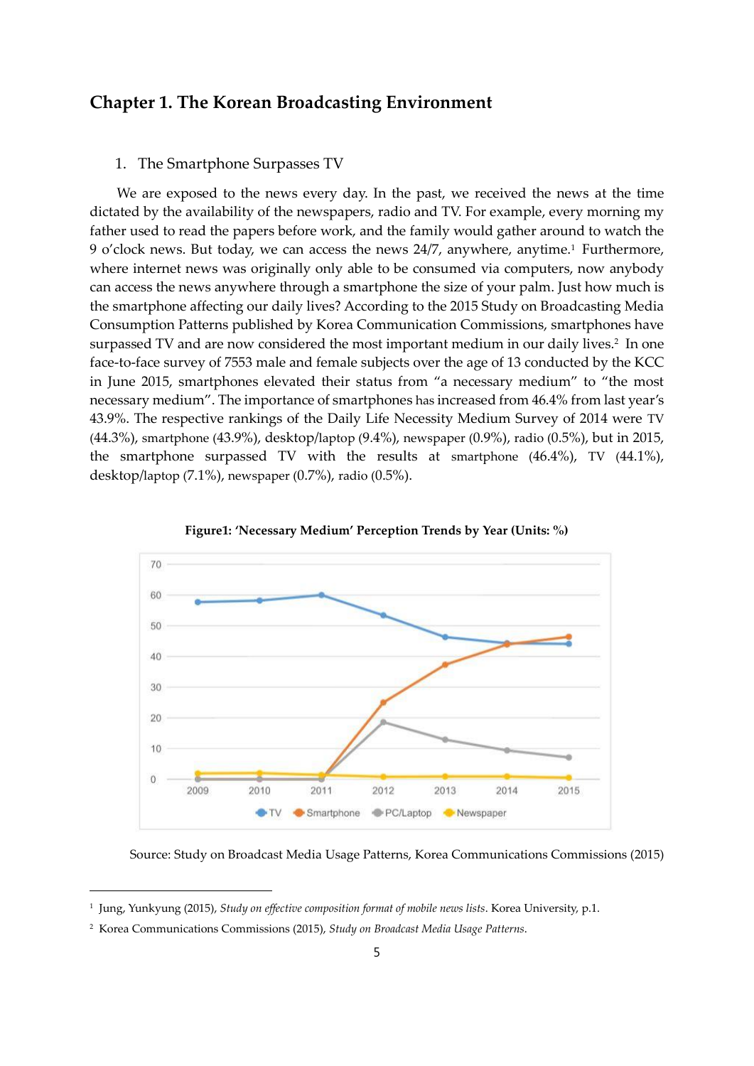# Chapter 1. The Korean Broadcasting Environment

1. The Smartphone Surpasses TV

We are exposed to the news every day. In the past, we received the news at the time dictated by the availability of the newspapers, radio and TV. For example, every morning my father used to read the papers before work, and the family would gather around to watch the 9 o'clock news. But today, we can access the news 24/7, anywhere, anytime.[1] Furthermore, where internet news was originally only able to be consumed via computers, now anybody can access the news anywhere through a smartphone the size of your palm. Just how much is the smartphone affecting our daily lives? According to the 2015 Study on Broadcasting Media Consumption Patterns published by Korea Communication Commissions, smartphones have surpassed TV and are now considered the most important medium in our daily lives.[2] In one face-to-face survey of 7553 male and female subjects over the age of 13 conducted by the KCC in June 2015, smartphones elevated their status from "a necessary medium" to "the most necessary medium". The importance of smartphones has increased from 46.4% from last year's 43.9%. The respective rankings of the Daily Life Necessity Medium Survey of 2014 were TV (44.3%), smartphone (43.9%), desktop/laptop (9.4%), newspaper (0.9%), radio (0.5%), but in 2015, the smartphone surpassed TV with the results at smartphone (46.4%), TV (44.1%), desktop/laptop (7.1%), newspaper (0.7%), radio (0.5%).

**Figure1: 'Necessary Medium' Perception Trends by Year (Units: %)**

Source: Study on Broadcast Media Usage Patterns, Korea Communications Commissions (2015)

---

[1] Jung, Yunkyung (2015), *Study on effective composition format of mobile news lists*. Korea University, p.1.

[2] Korea Communications Commissions (2015), *Study on Broadcast Media Usage Patterns*.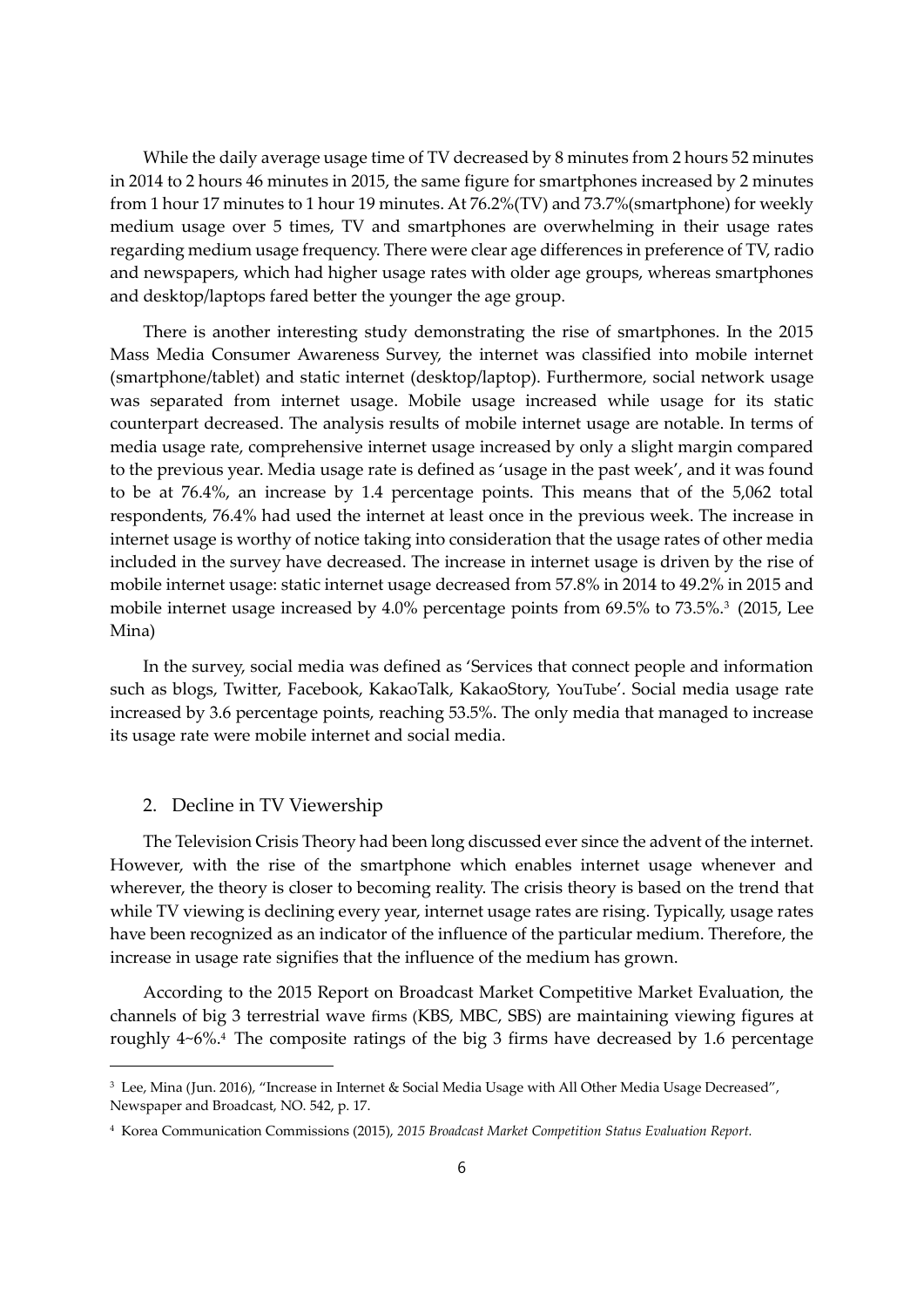While the daily average usage time of TV decreased by 8 minutes from 2 hours 52 minutes in 2014 to 2 hours 46 minutes in 2015, the same figure for smartphones increased by 2 minutes from 1 hour 17 minutes to 1 hour 19 minutes. At 76.2%(TV) and 73.7%(smartphone) for weekly medium usage over 5 times, TV and smartphones are overwhelming in their usage rates regarding medium usage frequency. There were clear age differences in preference of TV, radio and newspapers, which had higher usage rates with older age groups, whereas smartphones and desktop/laptops fared better the younger the age group.

There is another interesting study demonstrating the rise of smartphones. In the 2015 Mass Media Consumer Awareness Survey, the internet was classified into mobile internet (smartphone/tablet) and static internet (desktop/laptop). Furthermore, social network usage was separated from internet usage. Mobile usage increased while usage for its static counterpart decreased. The analysis results of mobile internet usage are notable. In terms of media usage rate, comprehensive internet usage increased by only a slight margin compared to the previous year. Media usage rate is defined as 'usage in the past week', and it was found to be at 76.4%, an increase by 1.4 percentage points. This means that of the 5,062 total respondents, 76.4% had used the internet at least once in the previous week. The increase in internet usage is worthy of notice taking into consideration that the usage rates of other media included in the survey have decreased. The increase in internet usage is driven by the rise of mobile internet usage: static internet usage decreased from 57.8% in 2014 to 49.2% in 2015 and mobile internet usage increased by 4.0% percentage points from 69.5% to 73.5%.[3] (2015, Lee Mina)

In the survey, social media was defined as 'Services that connect people and information such as blogs, Twitter, Facebook, KakaoTalk, KakaoStory, YouTube'. Social media usage rate increased by 3.6 percentage points, reaching 53.5%. The only media that managed to increase its usage rate were mobile internet and social media.

## 2. Decline in TV Viewership

The Television Crisis Theory had been long discussed ever since the advent of the internet. However, with the rise of the smartphone which enables internet usage whenever and wherever, the theory is closer to becoming reality. The crisis theory is based on the trend that while TV viewing is declining every year, internet usage rates are rising. Typically, usage rates have been recognized as an indicator of the influence of the particular medium. Therefore, the increase in usage rate signifies that the influence of the medium has grown.

According to the 2015 Report on Broadcast Market Competitive Market Evaluation, the channels of big 3 terrestrial wave firms (KBS, MBC, SBS) are maintaining viewing figures at roughly 4~6%.[4] The composite ratings of the big 3 firms have decreased by 1.6 percentage

---

[3] Lee, Mina (Jun. 2016), "Increase in Internet & Social Media Usage with All Other Media Usage Decreased", Newspaper and Broadcast, NO. 542, p. 17.

[4] Korea Communication Commissions (2015), *2015 Broadcast Market Competition Status Evaluation Report.*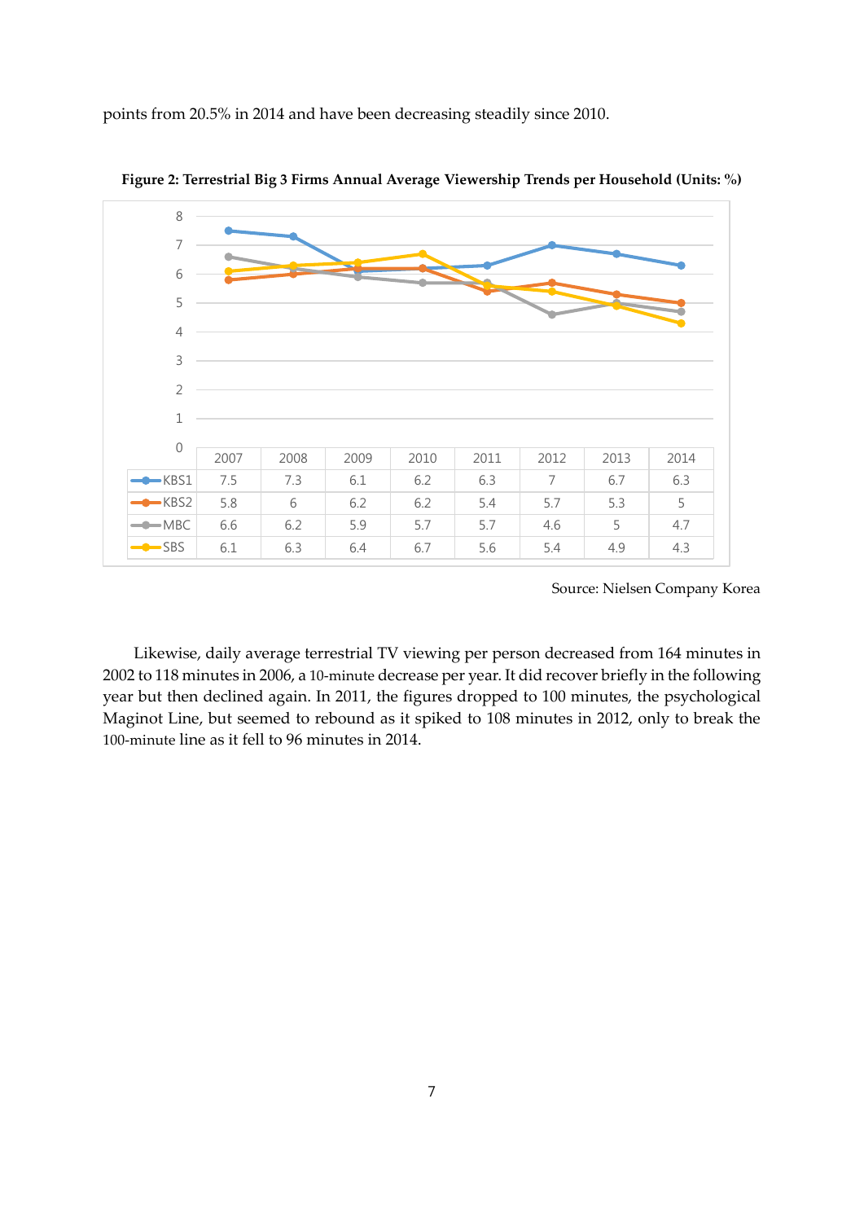points from 20.5% in 2014 and have been decreasing steadily since 2010.

**Figure 2: Terrestrial Big 3 Firms Annual Average Viewership Trends per Household (Units: %)**

| | 2007 | 2008 | 2009 | 2010 | 2011 | 2012 | 2013 | 2014 |
|---|---|---|---|---|---|---|---|---|
| KBS1 | 7.5 | 7.3 | 6.1 | 6.2 | 6.3 | 7 | 6.7 | 6.3 |
| KBS2 | 5.8 | 6 | 6.2 | 6.2 | 5.4 | 5.7 | 5.3 | 5 |
| MBC | 6.6 | 6.2 | 5.9 | 5.7 | 5.7 | 4.6 | 5 | 4.7 |
| SBS | 6.1 | 6.3 | 6.4 | 6.7 | 5.6 | 5.4 | 4.9 | 4.3 |

Source: Nielsen Company Korea

Likewise, daily average terrestrial TV viewing per person decreased from 164 minutes in 2002 to 118 minutes in 2006, a 10-minute decrease per year. It did recover briefly in the following year but then declined again. In 2011, the figures dropped to 100 minutes, the psychological Maginot Line, but seemed to rebound as it spiked to 108 minutes in 2012, only to break the 100-minute line as it fell to 96 minutes in 2014.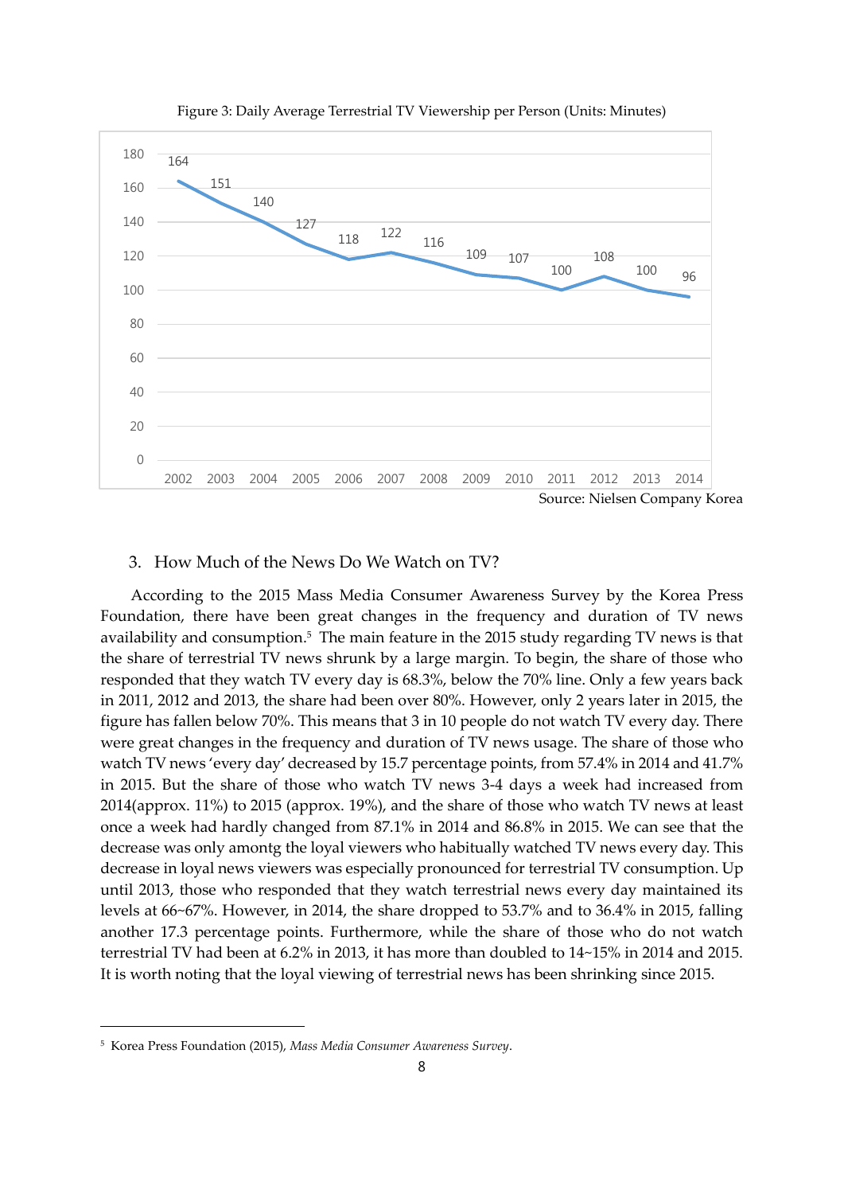Figure 3: Daily Average Terrestrial TV Viewership per Person (Units: Minutes)

| Year | 2002 | 2003 | 2004 | 2005 | 2006 | 2007 | 2008 | 2009 | 2010 | 2011 | 2012 | 2013 | 2014 |
|---|---|---|---|---|---|---|---|---|---|---|---|---|---|
| Minutes | 164 | 151 | 140 | 127 | 118 | 122 | 116 | 109 | 107 | 100 | 108 | 100 | 96 |

Source: Nielsen Company Korea

### 3. How Much of the News Do We Watch on TV?

According to the 2015 Mass Media Consumer Awareness Survey by the Korea Press Foundation, there have been great changes in the frequency and duration of TV news availability and consumption.[5] The main feature in the 2015 study regarding TV news is that the share of terrestrial TV news shrunk by a large margin. To begin, the share of those who responded that they watch TV every day is 68.3%, below the 70% line. Only a few years back in 2011, 2012 and 2013, the share had been over 80%. However, only 2 years later in 2015, the figure has fallen below 70%. This means that 3 in 10 people do not watch TV every day. There were great changes in the frequency and duration of TV news usage. The share of those who watch TV news 'every day' decreased by 15.7 percentage points, from 57.4% in 2014 and 41.7% in 2015. But the share of those who watch TV news 3-4 days a week had increased from 2014(approx. 11%) to 2015 (approx. 19%), and the share of those who watch TV news at least once a week had hardly changed from 87.1% in 2014 and 86.8% in 2015. We can see that the decrease was only amontg the loyal viewers who habitually watched TV news every day. This decrease in loyal news viewers was especially pronounced for terrestrial TV consumption. Up until 2013, those who responded that they watch terrestrial news every day maintained its levels at 66~67%. However, in 2014, the share dropped to 53.7% and to 36.4% in 2015, falling another 17.3 percentage points. Furthermore, while the share of those who do not watch terrestrial TV had been at 6.2% in 2013, it has more than doubled to 14~15% in 2014 and 2015. It is worth noting that the loyal viewing of terrestrial news has been shrinking since 2015.

---

[5] Korea Press Foundation (2015), *Mass Media Consumer Awareness Survey*.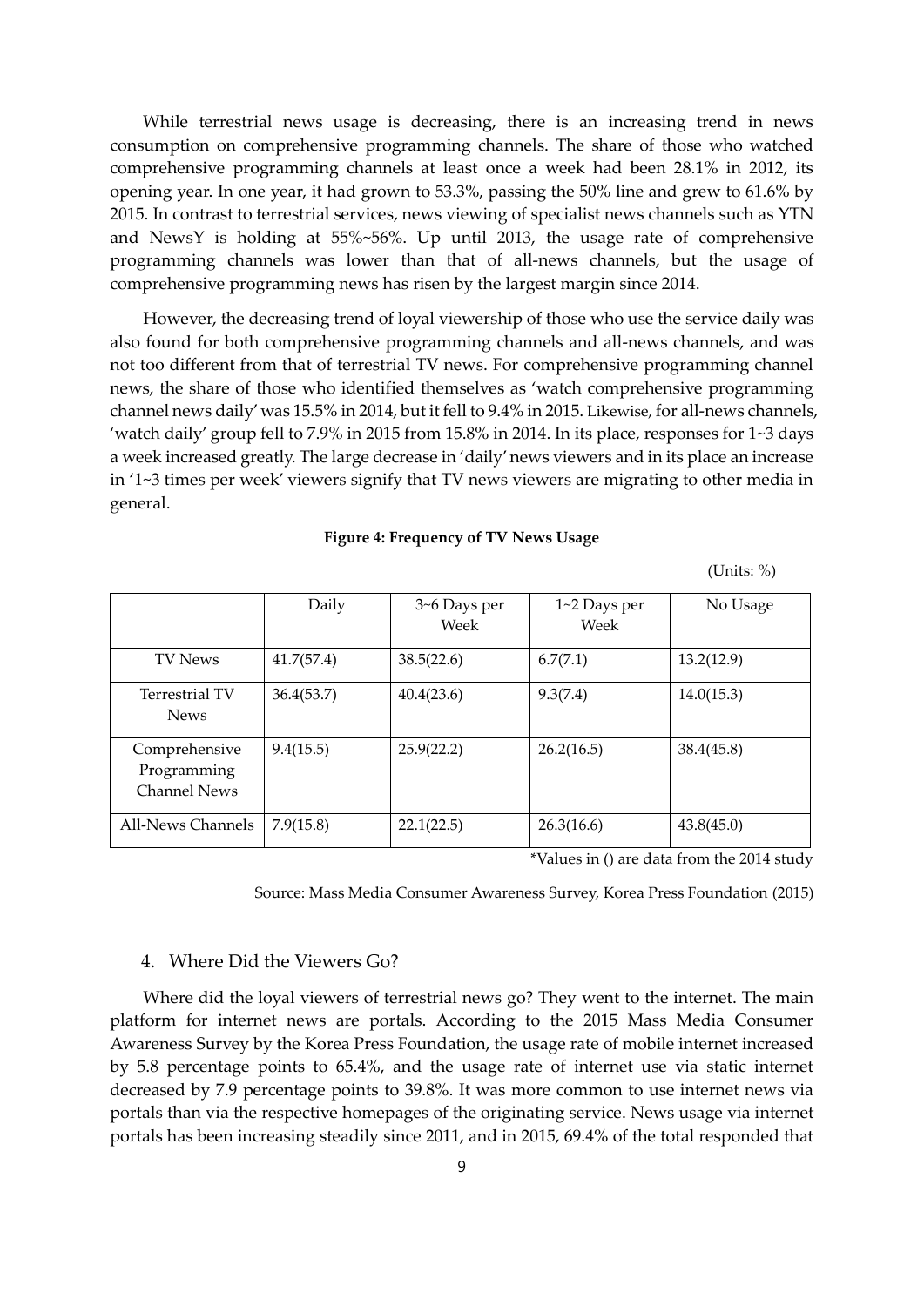While terrestrial news usage is decreasing, there is an increasing trend in news consumption on comprehensive programming channels. The share of those who watched comprehensive programming channels at least once a week had been 28.1% in 2012, its opening year. In one year, it had grown to 53.3%, passing the 50% line and grew to 61.6% by 2015. In contrast to terrestrial services, news viewing of specialist news channels such as YTN and NewsY is holding at 55%~56%. Up until 2013, the usage rate of comprehensive programming channels was lower than that of all-news channels, but the usage of comprehensive programming news has risen by the largest margin since 2014.

However, the decreasing trend of loyal viewership of those who use the service daily was also found for both comprehensive programming channels and all-news channels, and was not too different from that of terrestrial TV news. For comprehensive programming channel news, the share of those who identified themselves as 'watch comprehensive programming channel news daily' was 15.5% in 2014, but it fell to 9.4% in 2015. Likewise, for all-news channels, 'watch daily' group fell to 7.9% in 2015 from 15.8% in 2014. In its place, responses for 1~3 days a week increased greatly. The large decrease in 'daily' news viewers and in its place an increase in '1~3 times per week' viewers signify that TV news viewers are migrating to other media in general.

**Figure 4: Frequency of TV News Usage**

(Units: %)

| | Daily | 3~6 Days per Week | 1~2 Days per Week | No Usage |
|---|---|---|---|---|
| TV News | 41.7(57.4) | 38.5(22.6) | 6.7(7.1) | 13.2(12.9) |
| Terrestrial TV News | 36.4(53.7) | 40.4(23.6) | 9.3(7.4) | 14.0(15.3) |
| Comprehensive Programming Channel News | 9.4(15.5) | 25.9(22.2) | 26.2(16.5) | 38.4(45.8) |
| All-News Channels | 7.9(15.8) | 22.1(22.5) | 26.3(16.6) | 43.8(45.0) |

*Values in () are data from the 2014 study

Source: Mass Media Consumer Awareness Survey, Korea Press Foundation (2015)

## 4. Where Did the Viewers Go?

Where did the loyal viewers of terrestrial news go? They went to the internet. The main platform for internet news are portals. According to the 2015 Mass Media Consumer Awareness Survey by the Korea Press Foundation, the usage rate of mobile internet increased by 5.8 percentage points to 65.4%, and the usage rate of internet use via static internet decreased by 7.9 percentage points to 39.8%. It was more common to use internet news via portals than via the respective homepages of the originating service. News usage via internet portals has been increasing steadily since 2011, and in 2015, 69.4% of the total responded that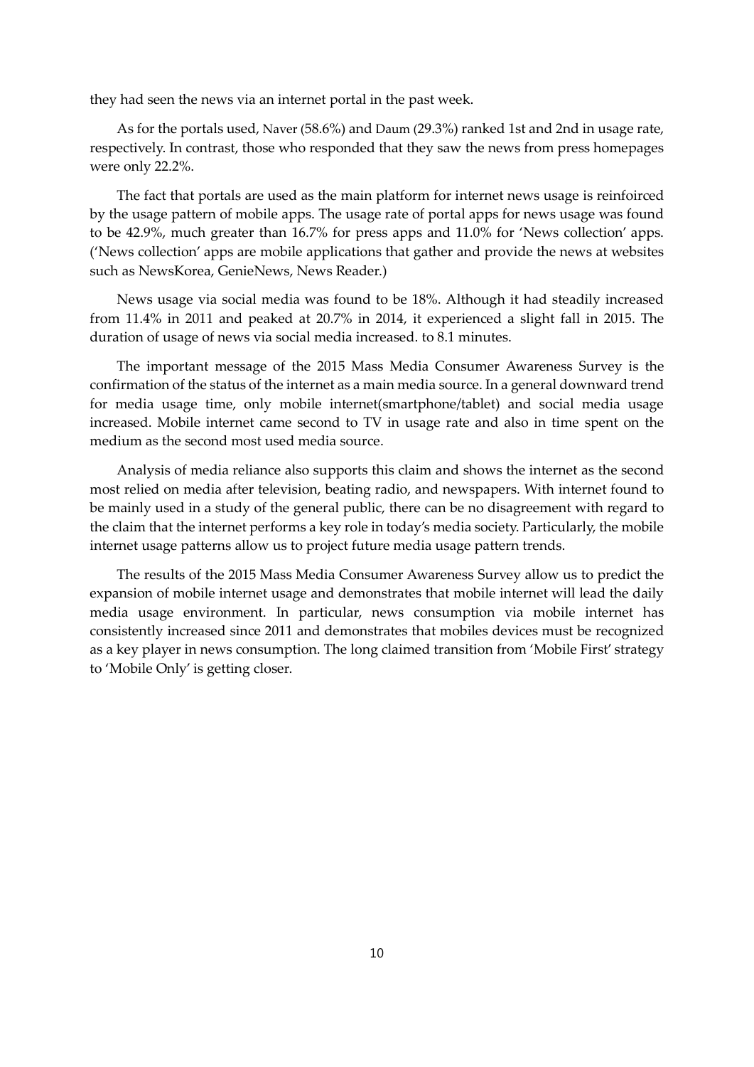they had seen the news via an internet portal in the past week.

As for the portals used, Naver (58.6%) and Daum (29.3%) ranked 1st and 2nd in usage rate, respectively. In contrast, those who responded that they saw the news from press homepages were only 22.2%.

The fact that portals are used as the main platform for internet news usage is reinfoirced by the usage pattern of mobile apps. The usage rate of portal apps for news usage was found to be 42.9%, much greater than 16.7% for press apps and 11.0% for 'News collection' apps. ('News collection' apps are mobile applications that gather and provide the news at websites such as NewsKorea, GenieNews, News Reader.)

News usage via social media was found to be 18%. Although it had steadily increased from 11.4% in 2011 and peaked at 20.7% in 2014, it experienced a slight fall in 2015. The duration of usage of news via social media increased. to 8.1 minutes.

The important message of the 2015 Mass Media Consumer Awareness Survey is the confirmation of the status of the internet as a main media source. In a general downward trend for media usage time, only mobile internet(smartphone/tablet) and social media usage increased. Mobile internet came second to TV in usage rate and also in time spent on the medium as the second most used media source.

Analysis of media reliance also supports this claim and shows the internet as the second most relied on media after television, beating radio, and newspapers. With internet found to be mainly used in a study of the general public, there can be no disagreement with regard to the claim that the internet performs a key role in today's media society. Particularly, the mobile internet usage patterns allow us to project future media usage pattern trends.

The results of the 2015 Mass Media Consumer Awareness Survey allow us to predict the expansion of mobile internet usage and demonstrates that mobile internet will lead the daily media usage environment. In particular, news consumption via mobile internet has consistently increased since 2011 and demonstrates that mobiles devices must be recognized as a key player in news consumption. The long claimed transition from 'Mobile First' strategy to 'Mobile Only' is getting closer.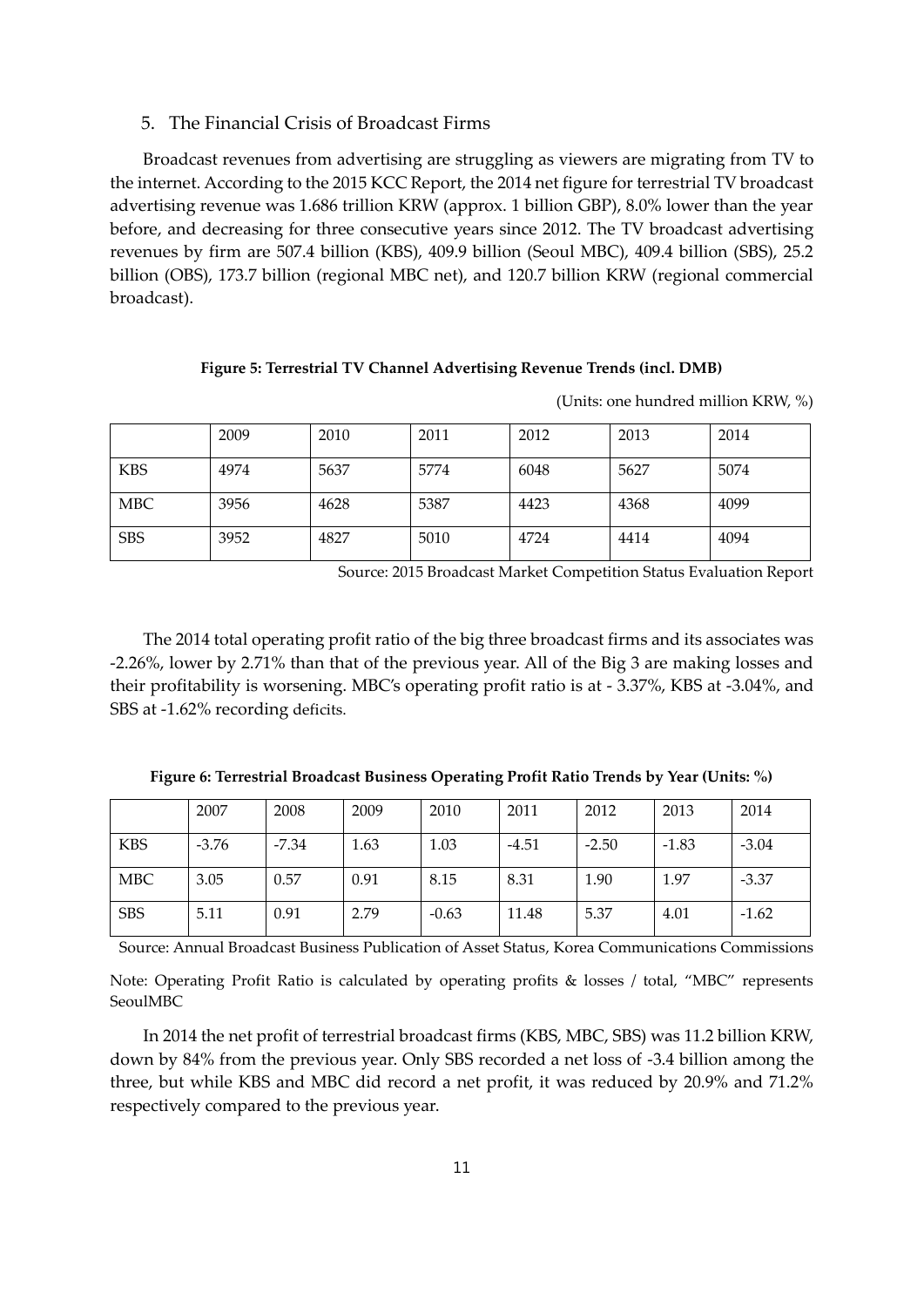## 5. The Financial Crisis of Broadcast Firms

Broadcast revenues from advertising are struggling as viewers are migrating from TV to the internet. According to the 2015 KCC Report, the 2014 net figure for terrestrial TV broadcast advertising revenue was 1.686 trillion KRW (approx. 1 billion GBP), 8.0% lower than the year before, and decreasing for three consecutive years since 2012. The TV broadcast advertising revenues by firm are 507.4 billion (KBS), 409.9 billion (Seoul MBC), 409.4 billion (SBS), 25.2 billion (OBS), 173.7 billion (regional MBC net), and 120.7 billion KRW (regional commercial broadcast).

**Figure 5: Terrestrial TV Channel Advertising Revenue Trends (incl. DMB)**

(Units: one hundred million KRW, %)

| | 2009 | 2010 | 2011 | 2012 | 2013 | 2014 |
|---|---|---|---|---|---|---|
| KBS | 4974 | 5637 | 5774 | 6048 | 5627 | 5074 |
| MBC | 3956 | 4628 | 5387 | 4423 | 4368 | 4099 |
| SBS | 3952 | 4827 | 5010 | 4724 | 4414 | 4094 |

Source: 2015 Broadcast Market Competition Status Evaluation Report

The 2014 total operating profit ratio of the big three broadcast firms and its associates was -2.26%, lower by 2.71% than that of the previous year. All of the Big 3 are making losses and their profitability is worsening. MBC's operating profit ratio is at - 3.37%, KBS at -3.04%, and SBS at -1.62% recording deficits.

**Figure 6: Terrestrial Broadcast Business Operating Profit Ratio Trends by Year (Units: %)**

| | 2007 | 2008 | 2009 | 2010 | 2011 | 2012 | 2013 | 2014 |
|---|---|---|---|---|---|---|---|---|
| KBS | -3.76 | -7.34 | 1.63 | 1.03 | -4.51 | -2.50 | -1.83 | -3.04 |
| MBC | 3.05 | 0.57 | 0.91 | 8.15 | 8.31 | 1.90 | 1.97 | -3.37 |
| SBS | 5.11 | 0.91 | 2.79 | -0.63 | 11.48 | 5.37 | 4.01 | -1.62 |

Source: Annual Broadcast Business Publication of Asset Status, Korea Communications Commissions

Note: Operating Profit Ratio is calculated by operating profits & losses / total, "MBC" represents SeoulMBC

In 2014 the net profit of terrestrial broadcast firms (KBS, MBC, SBS) was 11.2 billion KRW, down by 84% from the previous year. Only SBS recorded a net loss of -3.4 billion among the three, but while KBS and MBC did record a net profit, it was reduced by 20.9% and 71.2% respectively compared to the previous year.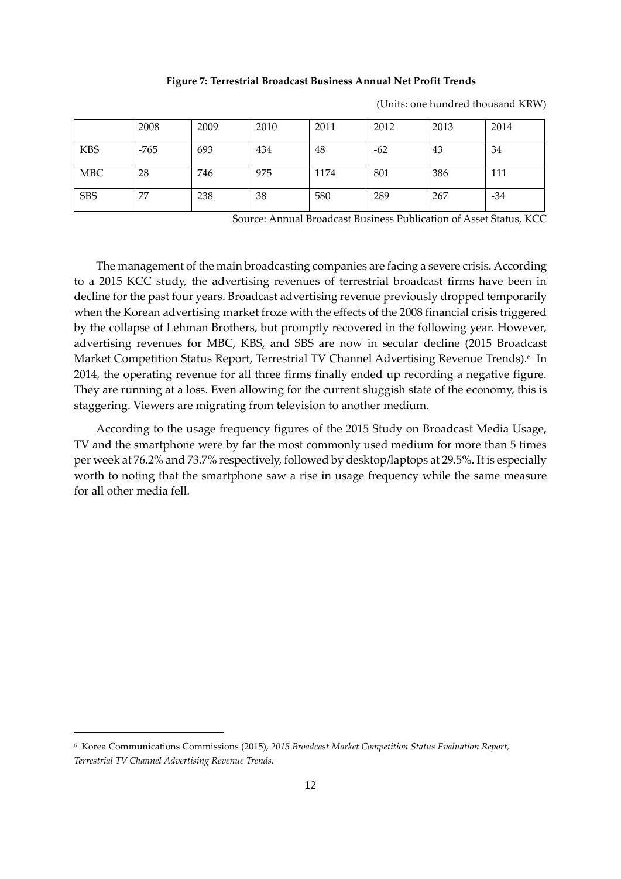**Figure 7: Terrestrial Broadcast Business Annual Net Profit Trends**

(Units: one hundred thousand KRW)

| | 2008 | 2009 | 2010 | 2011 | 2012 | 2013 | 2014 |
|---|---|---|---|---|---|---|---|
| KBS | -765 | 693 | 434 | 48 | -62 | 43 | 34 |
| MBC | 28 | 746 | 975 | 1174 | 801 | 386 | 111 |
| SBS | 77 | 238 | 38 | 580 | 289 | 267 | -34 |

Source: Annual Broadcast Business Publication of Asset Status, KCC

The management of the main broadcasting companies are facing a severe crisis. According to a 2015 KCC study, the advertising revenues of terrestrial broadcast firms have been in decline for the past four years. Broadcast advertising revenue previously dropped temporarily when the Korean advertising market froze with the effects of the 2008 financial crisis triggered by the collapse of Lehman Brothers, but promptly recovered in the following year. However, advertising revenues for MBC, KBS, and SBS are now in secular decline (2015 Broadcast Market Competition Status Report, Terrestrial TV Channel Advertising Revenue Trends).[6] In 2014, the operating revenue for all three firms finally ended up recording a negative figure. They are running at a loss. Even allowing for the current sluggish state of the economy, this is staggering. Viewers are migrating from television to another medium.

According to the usage frequency figures of the 2015 Study on Broadcast Media Usage, TV and the smartphone were by far the most commonly used medium for more than 5 times per week at 76.2% and 73.7% respectively, followed by desktop/laptops at 29.5%. It is especially worth to noting that the smartphone saw a rise in usage frequency while the same measure for all other media fell.

---

[6] Korea Communications Commissions (2015), *2015 Broadcast Market Competition Status Evaluation Report, Terrestrial TV Channel Advertising Revenue Trends.*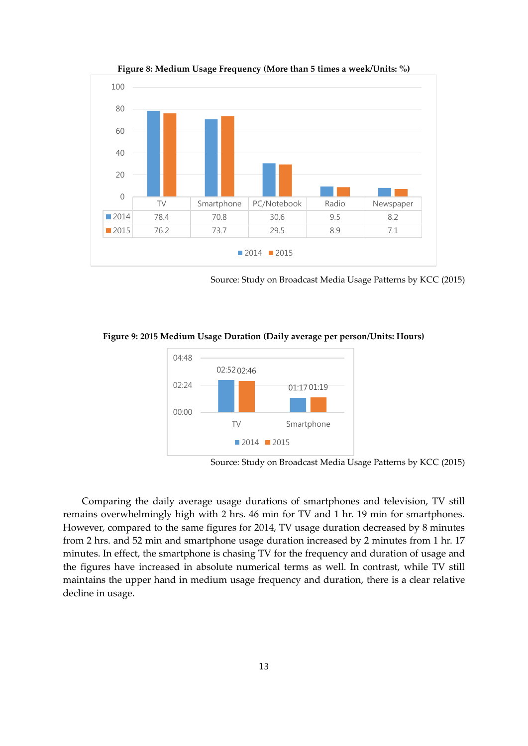**Figure 8: Medium Usage Frequency (More than 5 times a week/Units: %)**

|  | TV | Smartphone | PC/Notebook | Radio | Newspaper |
|---|---|---|---|---|---|
| 2014 | 78.4 | 70.8 | 30.6 | 9.5 | 8.2 |
| 2015 | 76.2 | 73.7 | 29.5 | 8.9 | 7.1 |

Source: Study on Broadcast Media Usage Patterns by KCC (2015)

**Figure 9: 2015 Medium Usage Duration (Daily average per person/Units: Hours)**

|  | TV | Smartphone |
|---|---|---|
| 2014 | 02:52 | 01:17 |
| 2015 | 02:46 | 01:19 |

Source: Study on Broadcast Media Usage Patterns by KCC (2015)

Comparing the daily average usage durations of smartphones and television, TV still remains overwhelmingly high with 2 hrs. 46 min for TV and 1 hr. 19 min for smartphones. However, compared to the same figures for 2014, TV usage duration decreased by 8 minutes from 2 hrs. and 52 min and smartphone usage duration increased by 2 minutes from 1 hr. 17 minutes. In effect, the smartphone is chasing TV for the frequency and duration of usage and the figures have increased in absolute numerical terms as well. In contrast, while TV still maintains the upper hand in medium usage frequency and duration, there is a clear relative decline in usage.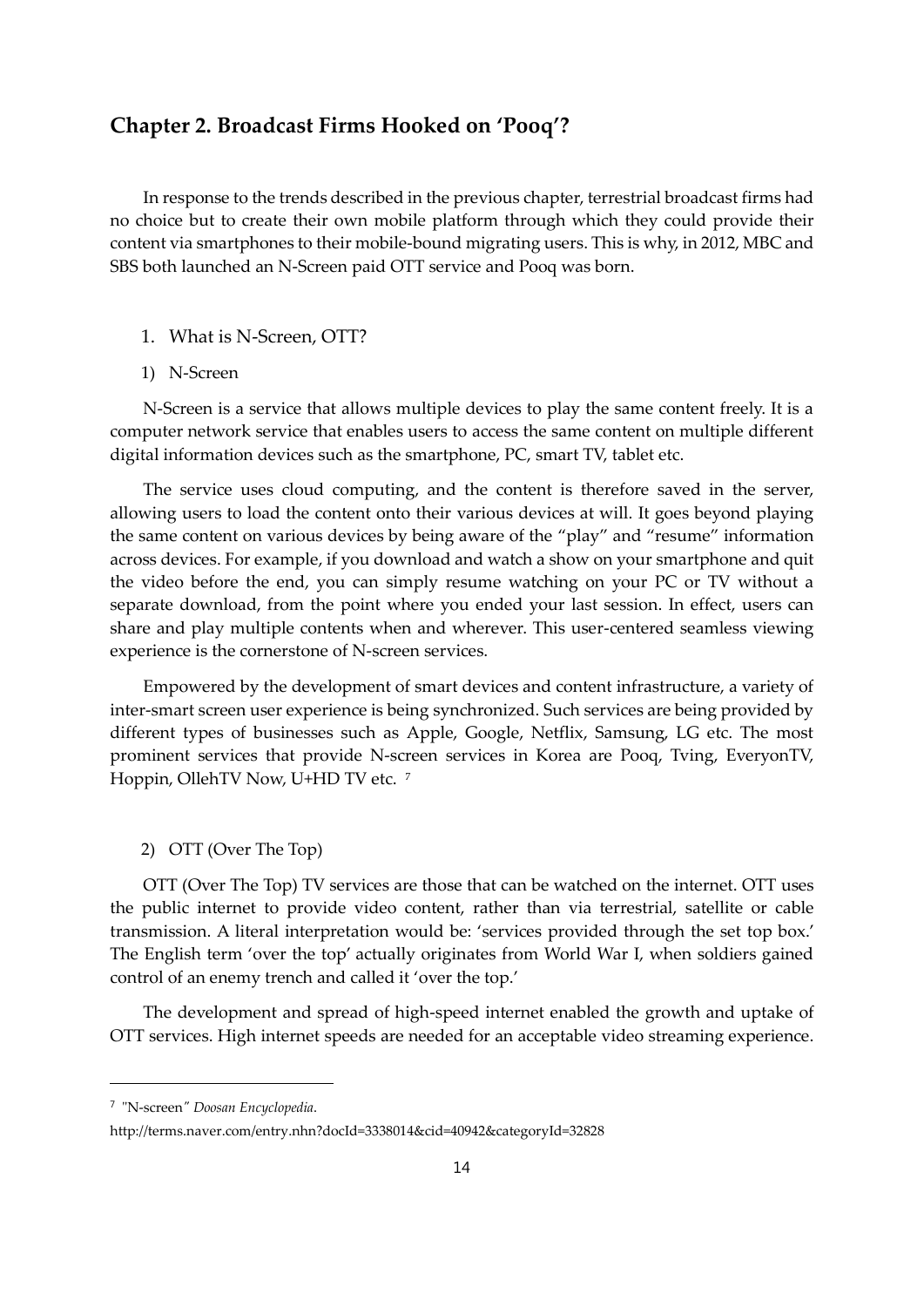## Chapter 2. Broadcast Firms Hooked on 'Pooq'?

In response to the trends described in the previous chapter, terrestrial broadcast firms had no choice but to create their own mobile platform through which they could provide their content via smartphones to their mobile-bound migrating users. This is why, in 2012, MBC and SBS both launched an N-Screen paid OTT service and Pooq was born.

### 1. What is N-Screen, OTT?

#### 1) N-Screen

N-Screen is a service that allows multiple devices to play the same content freely. It is a computer network service that enables users to access the same content on multiple different digital information devices such as the smartphone, PC, smart TV, tablet etc.

The service uses cloud computing, and the content is therefore saved in the server, allowing users to load the content onto their various devices at will. It goes beyond playing the same content on various devices by being aware of the "play" and "resume" information across devices. For example, if you download and watch a show on your smartphone and quit the video before the end, you can simply resume watching on your PC or TV without a separate download, from the point where you ended your last session. In effect, users can share and play multiple contents when and wherever. This user-centered seamless viewing experience is the cornerstone of N-screen services.

Empowered by the development of smart devices and content infrastructure, a variety of inter-smart screen user experience is being synchronized. Such services are being provided by different types of businesses such as Apple, Google, Netflix, Samsung, LG etc. The most prominent services that provide N-screen services in Korea are Pooq, Tving, EveryonTV, Hoppin, OllehTV Now, U+HD TV etc. [7]

#### 2) OTT (Over The Top)

OTT (Over The Top) TV services are those that can be watched on the internet. OTT uses the public internet to provide video content, rather than via terrestrial, satellite or cable transmission. A literal interpretation would be: 'services provided through the set top box.' The English term 'over the top' actually originates from World War I, when soldiers gained control of an enemy trench and called it 'over the top.'

The development and spread of high-speed internet enabled the growth and uptake of OTT services. High internet speeds are needed for an acceptable video streaming experience.

---

[7] "N-screen" *Doosan Encyclopedia*.

http://terms.naver.com/entry.nhn?docId=3338014&cid=40942&categoryId=32828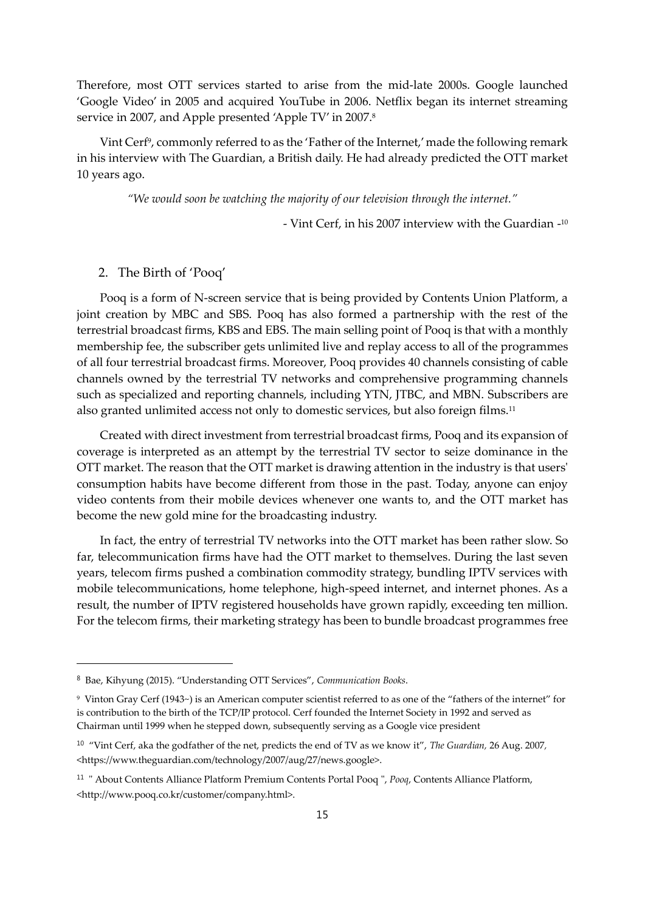Therefore, most OTT services started to arise from the mid-late 2000s. Google launched 'Google Video' in 2005 and acquired YouTube in 2006. Netflix began its internet streaming service in 2007, and Apple presented 'Apple TV' in 2007.[8]

Vint Cerf[9], commonly referred to as the 'Father of the Internet,' made the following remark in his interview with The Guardian, a British daily. He had already predicted the OTT market 10 years ago.

> *"We would soon be watching the majority of our television through the internet."*
>
> - Vint Cerf, in his 2007 interview with the Guardian -[10]

## 2. The Birth of 'Pooq'

Pooq is a form of N-screen service that is being provided by Contents Union Platform, a joint creation by MBC and SBS. Pooq has also formed a partnership with the rest of the terrestrial broadcast firms, KBS and EBS. The main selling point of Pooq is that with a monthly membership fee, the subscriber gets unlimited live and replay access to all of the programmes of all four terrestrial broadcast firms. Moreover, Pooq provides 40 channels consisting of cable channels owned by the terrestrial TV networks and comprehensive programming channels such as specialized and reporting channels, including YTN, JTBC, and MBN. Subscribers are also granted unlimited access not only to domestic services, but also foreign films.[11]

Created with direct investment from terrestrial broadcast firms, Pooq and its expansion of coverage is interpreted as an attempt by the terrestrial TV sector to seize dominance in the OTT market. The reason that the OTT market is drawing attention in the industry is that users' consumption habits have become different from those in the past. Today, anyone can enjoy video contents from their mobile devices whenever one wants to, and the OTT market has become the new gold mine for the broadcasting industry.

In fact, the entry of terrestrial TV networks into the OTT market has been rather slow. So far, telecommunication firms have had the OTT market to themselves. During the last seven years, telecom firms pushed a combination commodity strategy, bundling IPTV services with mobile telecommunications, home telephone, high-speed internet, and internet phones. As a result, the number of IPTV registered households have grown rapidly, exceeding ten million. For the telecom firms, their marketing strategy has been to bundle broadcast programmes free

---

[8] Bae, Kihyung (2015). "Understanding OTT Services", *Communication Books*.

[9] Vinton Gray Cerf (1943~) is an American computer scientist referred to as one of the "fathers of the internet" for is contribution to the birth of the TCP/IP protocol. Cerf founded the Internet Society in 1992 and served as Chairman until 1999 when he stepped down, subsequently serving as a Google vice president

[10] "Vint Cerf, aka the godfather of the net, predicts the end of TV as we know it", *The Guardian*, 26 Aug. 2007, <https://www.theguardian.com/technology/2007/aug/27/news.google>.

[11] " About Contents Alliance Platform Premium Contents Portal Pooq ", *Pooq*, Contents Alliance Platform, <http://www.pooq.co.kr/customer/company.html>.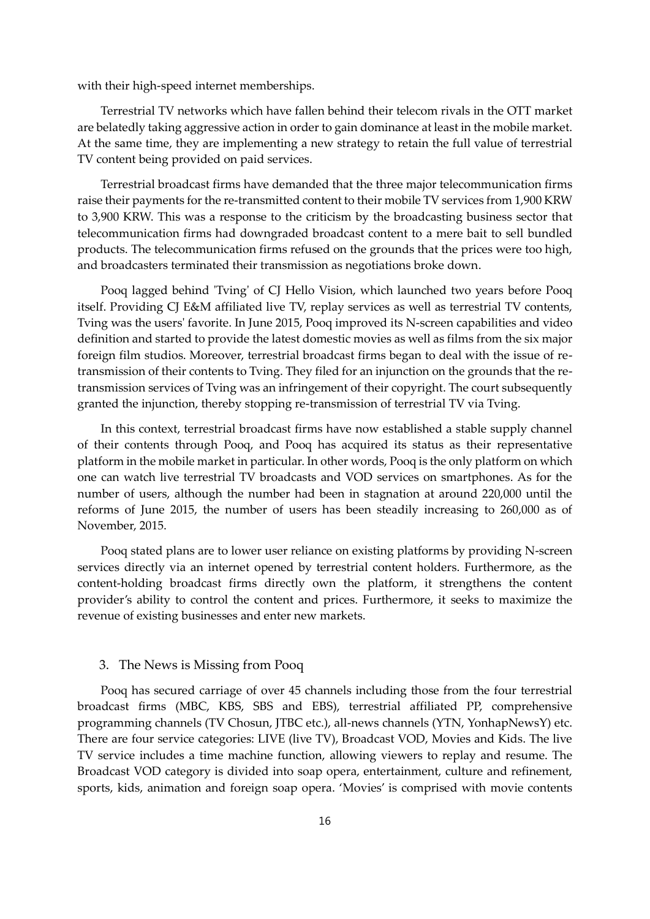with their high-speed internet memberships.

Terrestrial TV networks which have fallen behind their telecom rivals in the OTT market are belatedly taking aggressive action in order to gain dominance at least in the mobile market. At the same time, they are implementing a new strategy to retain the full value of terrestrial TV content being provided on paid services.

Terrestrial broadcast firms have demanded that the three major telecommunication firms raise their payments for the re-transmitted content to their mobile TV services from 1,900 KRW to 3,900 KRW. This was a response to the criticism by the broadcasting business sector that telecommunication firms had downgraded broadcast content to a mere bait to sell bundled products. The telecommunication firms refused on the grounds that the prices were too high, and broadcasters terminated their transmission as negotiations broke down.

Pooq lagged behind 'Tving' of CJ Hello Vision, which launched two years before Pooq itself. Providing CJ E&M affiliated live TV, replay services as well as terrestrial TV contents, Tving was the users' favorite. In June 2015, Pooq improved its N-screen capabilities and video definition and started to provide the latest domestic movies as well as films from the six major foreign film studios. Moreover, terrestrial broadcast firms began to deal with the issue of re-transmission of their contents to Tving. They filed for an injunction on the grounds that the re-transmission services of Tving was an infringement of their copyright. The court subsequently granted the injunction, thereby stopping re-transmission of terrestrial TV via Tving.

In this context, terrestrial broadcast firms have now established a stable supply channel of their contents through Pooq, and Pooq has acquired its status as their representative platform in the mobile market in particular. In other words, Pooq is the only platform on which one can watch live terrestrial TV broadcasts and VOD services on smartphones. As for the number of users, although the number had been in stagnation at around 220,000 until the reforms of June 2015, the number of users has been steadily increasing to 260,000 as of November, 2015.

Pooq stated plans are to lower user reliance on existing platforms by providing N-screen services directly via an internet opened by terrestrial content holders. Furthermore, as the content-holding broadcast firms directly own the platform, it strengthens the content provider's ability to control the content and prices. Furthermore, it seeks to maximize the revenue of existing businesses and enter new markets.

## 3. The News is Missing from Pooq

Pooq has secured carriage of over 45 channels including those from the four terrestrial broadcast firms (MBC, KBS, SBS and EBS), terrestrial affiliated PP, comprehensive programming channels (TV Chosun, JTBC etc.), all-news channels (YTN, YonhapNewsY) etc. There are four service categories: LIVE (live TV), Broadcast VOD, Movies and Kids. The live TV service includes a time machine function, allowing viewers to replay and resume. The Broadcast VOD category is divided into soap opera, entertainment, culture and refinement, sports, kids, animation and foreign soap opera. 'Movies' is comprised with movie contents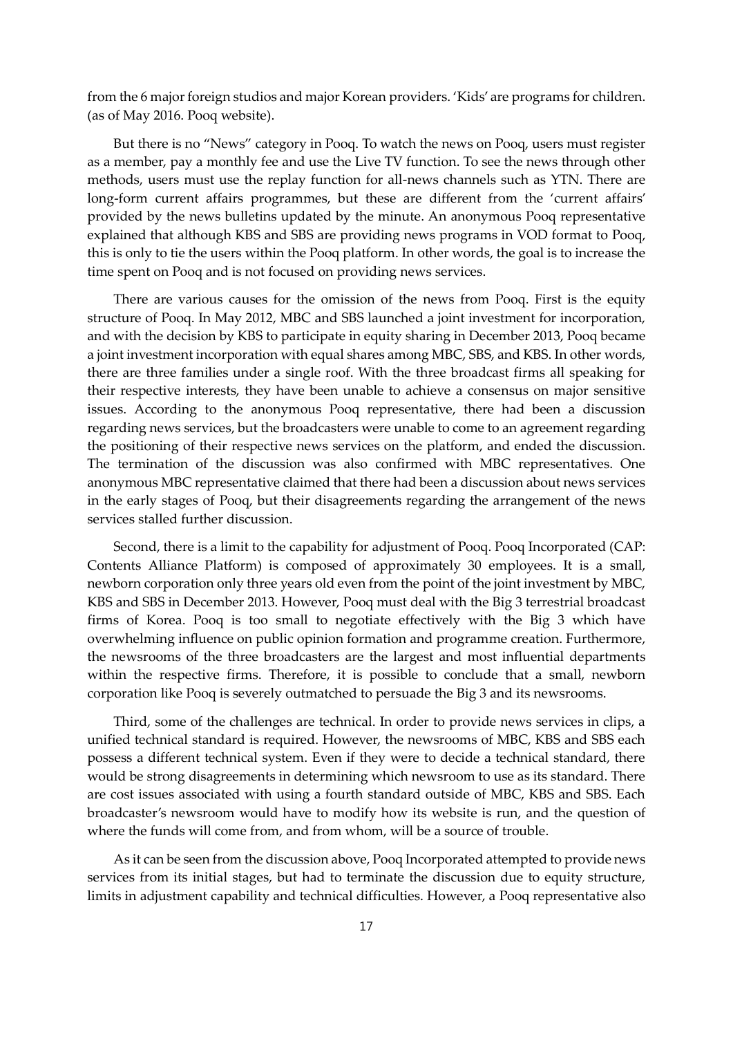from the 6 major foreign studios and major Korean providers. 'Kids' are programs for children. (as of May 2016. Pooq website).

But there is no "News" category in Pooq. To watch the news on Pooq, users must register as a member, pay a monthly fee and use the Live TV function. To see the news through other methods, users must use the replay function for all-news channels such as YTN. There are long-form current affairs programmes, but these are different from the 'current affairs' provided by the news bulletins updated by the minute. An anonymous Pooq representative explained that although KBS and SBS are providing news programs in VOD format to Pooq, this is only to tie the users within the Pooq platform. In other words, the goal is to increase the time spent on Pooq and is not focused on providing news services.

There are various causes for the omission of the news from Pooq. First is the equity structure of Pooq. In May 2012, MBC and SBS launched a joint investment for incorporation, and with the decision by KBS to participate in equity sharing in December 2013, Pooq became a joint investment incorporation with equal shares among MBC, SBS, and KBS. In other words, there are three families under a single roof. With the three broadcast firms all speaking for their respective interests, they have been unable to achieve a consensus on major sensitive issues. According to the anonymous Pooq representative, there had been a discussion regarding news services, but the broadcasters were unable to come to an agreement regarding the positioning of their respective news services on the platform, and ended the discussion. The termination of the discussion was also confirmed with MBC representatives. One anonymous MBC representative claimed that there had been a discussion about news services in the early stages of Pooq, but their disagreements regarding the arrangement of the news services stalled further discussion.

Second, there is a limit to the capability for adjustment of Pooq. Pooq Incorporated (CAP: Contents Alliance Platform) is composed of approximately 30 employees. It is a small, newborn corporation only three years old even from the point of the joint investment by MBC, KBS and SBS in December 2013. However, Pooq must deal with the Big 3 terrestrial broadcast firms of Korea. Pooq is too small to negotiate effectively with the Big 3 which have overwhelming influence on public opinion formation and programme creation. Furthermore, the newsrooms of the three broadcasters are the largest and most influential departments within the respective firms. Therefore, it is possible to conclude that a small, newborn corporation like Pooq is severely outmatched to persuade the Big 3 and its newsrooms.

Third, some of the challenges are technical. In order to provide news services in clips, a unified technical standard is required. However, the newsrooms of MBC, KBS and SBS each possess a different technical system. Even if they were to decide a technical standard, there would be strong disagreements in determining which newsroom to use as its standard. There are cost issues associated with using a fourth standard outside of MBC, KBS and SBS. Each broadcaster's newsroom would have to modify how its website is run, and the question of where the funds will come from, and from whom, will be a source of trouble.

As it can be seen from the discussion above, Pooq Incorporated attempted to provide news services from its initial stages, but had to terminate the discussion due to equity structure, limits in adjustment capability and technical difficulties. However, a Pooq representative also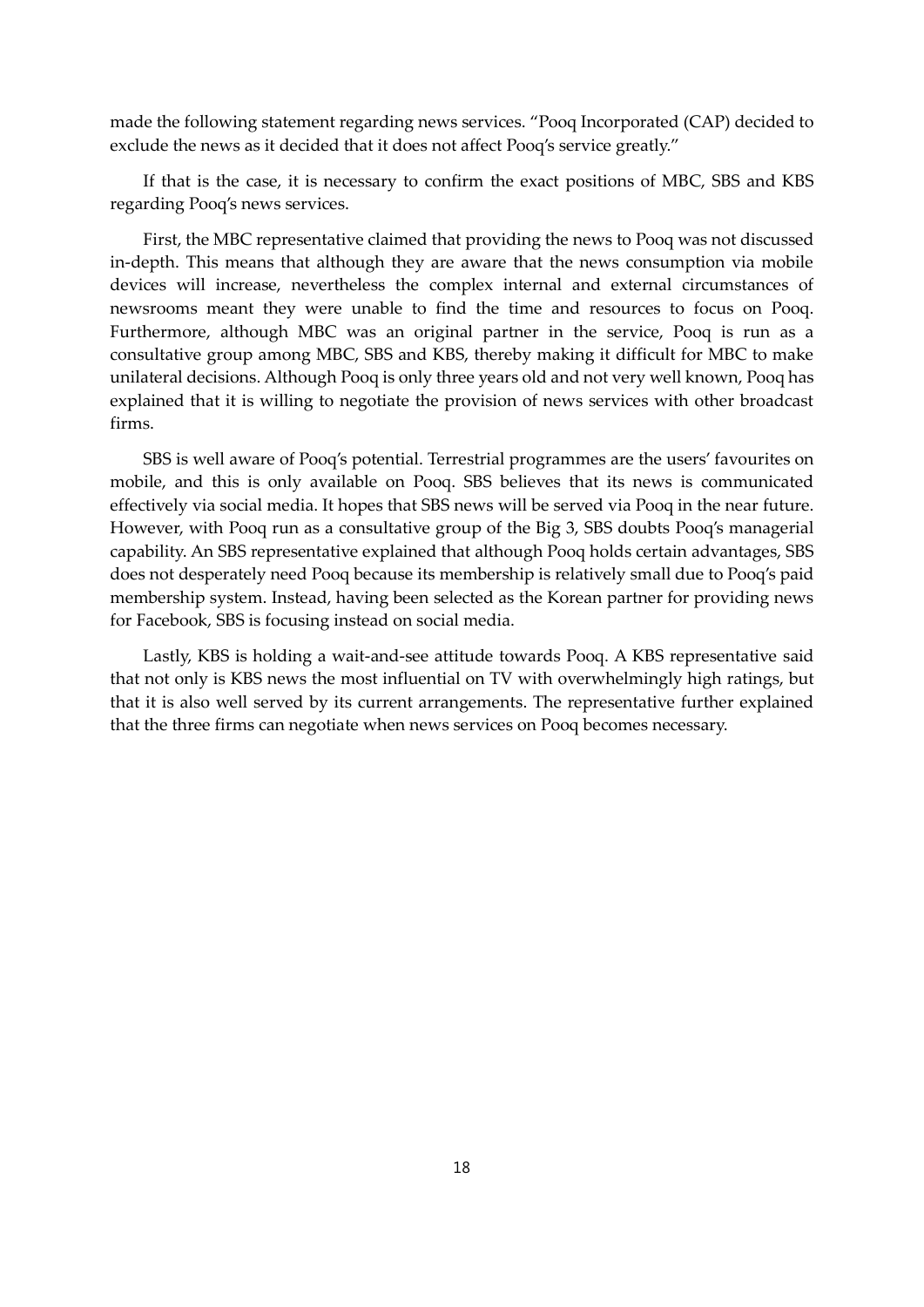made the following statement regarding news services. "Pooq Incorporated (CAP) decided to exclude the news as it decided that it does not affect Pooq's service greatly."

If that is the case, it is necessary to confirm the exact positions of MBC, SBS and KBS regarding Pooq's news services.

First, the MBC representative claimed that providing the news to Pooq was not discussed in-depth. This means that although they are aware that the news consumption via mobile devices will increase, nevertheless the complex internal and external circumstances of newsrooms meant they were unable to find the time and resources to focus on Pooq. Furthermore, although MBC was an original partner in the service, Pooq is run as a consultative group among MBC, SBS and KBS, thereby making it difficult for MBC to make unilateral decisions. Although Pooq is only three years old and not very well known, Pooq has explained that it is willing to negotiate the provision of news services with other broadcast firms.

SBS is well aware of Pooq's potential. Terrestrial programmes are the users' favourites on mobile, and this is only available on Pooq. SBS believes that its news is communicated effectively via social media. It hopes that SBS news will be served via Pooq in the near future. However, with Pooq run as a consultative group of the Big 3, SBS doubts Pooq's managerial capability. An SBS representative explained that although Pooq holds certain advantages, SBS does not desperately need Pooq because its membership is relatively small due to Pooq's paid membership system. Instead, having been selected as the Korean partner for providing news for Facebook, SBS is focusing instead on social media.

Lastly, KBS is holding a wait-and-see attitude towards Pooq. A KBS representative said that not only is KBS news the most influential on TV with overwhelmingly high ratings, but that it is also well served by its current arrangements. The representative further explained that the three firms can negotiate when news services on Pooq becomes necessary.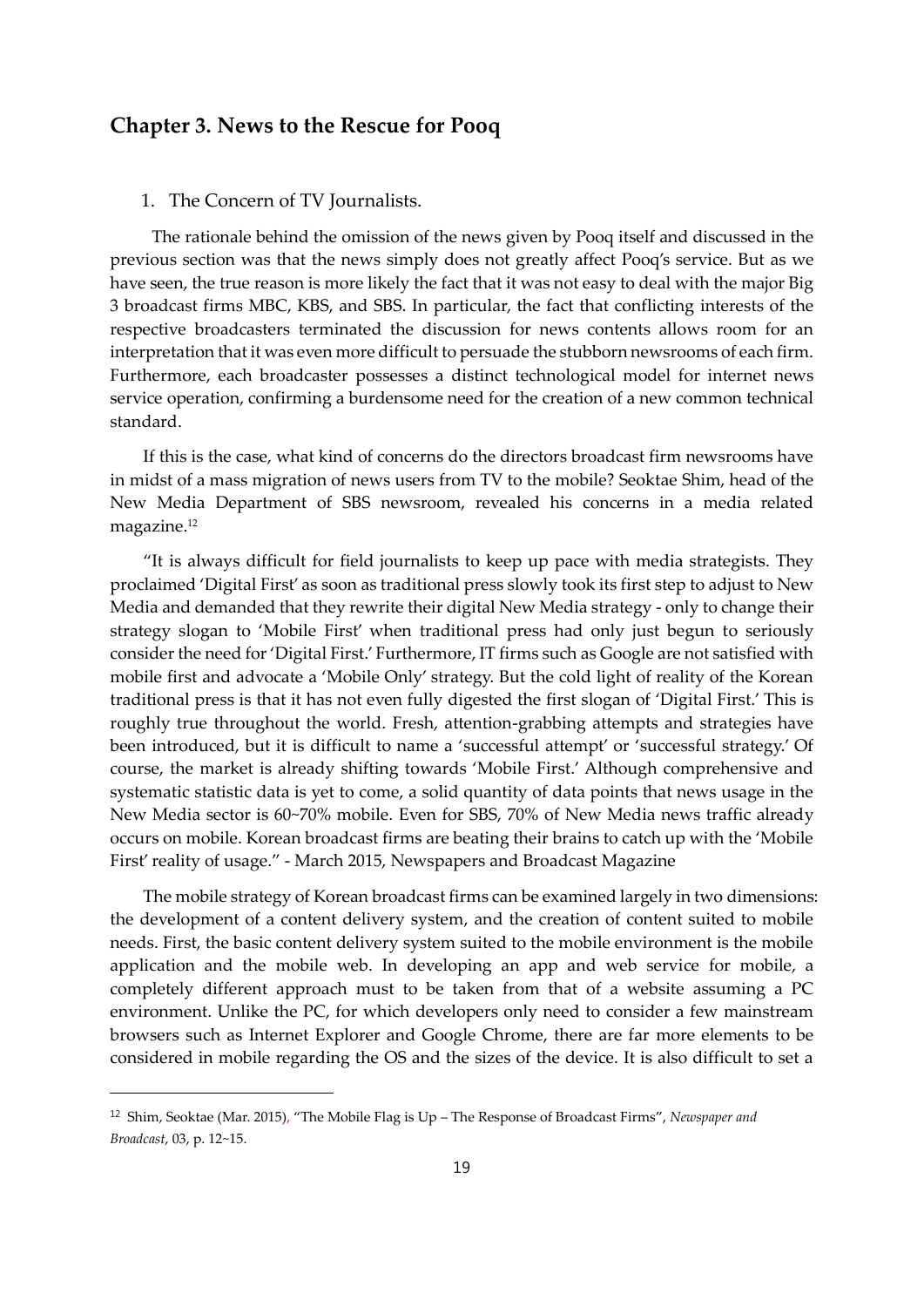## Chapter 3. News to the Rescue for Pooq

1. The Concern of TV Journalists.

The rationale behind the omission of the news given by Pooq itself and discussed in the previous section was that the news simply does not greatly affect Pooq's service. But as we have seen, the true reason is more likely the fact that it was not easy to deal with the major Big 3 broadcast firms MBC, KBS, and SBS. In particular, the fact that conflicting interests of the respective broadcasters terminated the discussion for news contents allows room for an interpretation that it was even more difficult to persuade the stubborn newsrooms of each firm. Furthermore, each broadcaster possesses a distinct technological model for internet news service operation, confirming a burdensome need for the creation of a new common technical standard.

If this is the case, what kind of concerns do the directors broadcast firm newsrooms have in midst of a mass migration of news users from TV to the mobile? Seoktae Shim, head of the New Media Department of SBS newsroom, revealed his concerns in a media related magazine.[12]

"It is always difficult for field journalists to keep up pace with media strategists. They proclaimed 'Digital First' as soon as traditional press slowly took its first step to adjust to New Media and demanded that they rewrite their digital New Media strategy - only to change their strategy slogan to 'Mobile First' when traditional press had only just begun to seriously consider the need for 'Digital First.' Furthermore, IT firms such as Google are not satisfied with mobile first and advocate a 'Mobile Only' strategy. But the cold light of reality of the Korean traditional press is that it has not even fully digested the first slogan of 'Digital First.' This is roughly true throughout the world. Fresh, attention-grabbing attempts and strategies have been introduced, but it is difficult to name a 'successful attempt' or 'successful strategy.' Of course, the market is already shifting towards 'Mobile First.' Although comprehensive and systematic statistic data is yet to come, a solid quantity of data points that news usage in the New Media sector is 60~70% mobile. Even for SBS, 70% of New Media news traffic already occurs on mobile. Korean broadcast firms are beating their brains to catch up with the 'Mobile First' reality of usage." - March 2015, Newspapers and Broadcast Magazine

The mobile strategy of Korean broadcast firms can be examined largely in two dimensions: the development of a content delivery system, and the creation of content suited to mobile needs. First, the basic content delivery system suited to the mobile environment is the mobile application and the mobile web. In developing an app and web service for mobile, a completely different approach must to be taken from that of a website assuming a PC environment. Unlike the PC, for which developers only need to consider a few mainstream browsers such as Internet Explorer and Google Chrome, there are far more elements to be considered in mobile regarding the OS and the sizes of the device. It is also difficult to set a

---

[12] Shim, Seoktae (Mar. 2015), "The Mobile Flag is Up – The Response of Broadcast Firms", *Newspaper and Broadcast*, 03, p. 12~15.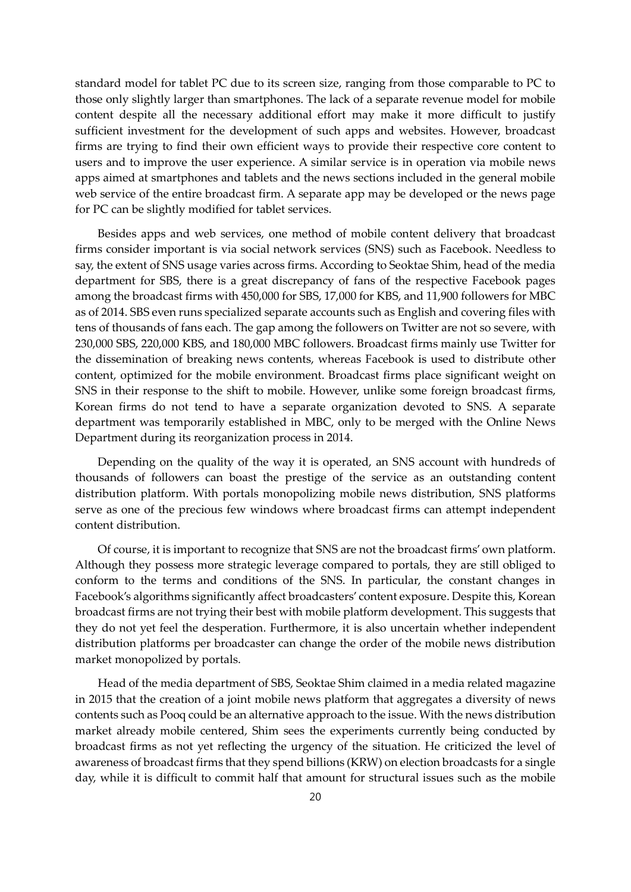standard model for tablet PC due to its screen size, ranging from those comparable to PC to those only slightly larger than smartphones. The lack of a separate revenue model for mobile content despite all the necessary additional effort may make it more difficult to justify sufficient investment for the development of such apps and websites. However, broadcast firms are trying to find their own efficient ways to provide their respective core content to users and to improve the user experience. A similar service is in operation via mobile news apps aimed at smartphones and tablets and the news sections included in the general mobile web service of the entire broadcast firm. A separate app may be developed or the news page for PC can be slightly modified for tablet services.

Besides apps and web services, one method of mobile content delivery that broadcast firms consider important is via social network services (SNS) such as Facebook. Needless to say, the extent of SNS usage varies across firms. According to Seoktae Shim, head of the media department for SBS, there is a great discrepancy of fans of the respective Facebook pages among the broadcast firms with 450,000 for SBS, 17,000 for KBS, and 11,900 followers for MBC as of 2014. SBS even runs specialized separate accounts such as English and covering files with tens of thousands of fans each. The gap among the followers on Twitter are not so severe, with 230,000 SBS, 220,000 KBS, and 180,000 MBC followers. Broadcast firms mainly use Twitter for the dissemination of breaking news contents, whereas Facebook is used to distribute other content, optimized for the mobile environment. Broadcast firms place significant weight on SNS in their response to the shift to mobile. However, unlike some foreign broadcast firms, Korean firms do not tend to have a separate organization devoted to SNS. A separate department was temporarily established in MBC, only to be merged with the Online News Department during its reorganization process in 2014.

Depending on the quality of the way it is operated, an SNS account with hundreds of thousands of followers can boast the prestige of the service as an outstanding content distribution platform. With portals monopolizing mobile news distribution, SNS platforms serve as one of the precious few windows where broadcast firms can attempt independent content distribution.

Of course, it is important to recognize that SNS are not the broadcast firms' own platform. Although they possess more strategic leverage compared to portals, they are still obliged to conform to the terms and conditions of the SNS. In particular, the constant changes in Facebook's algorithms significantly affect broadcasters' content exposure. Despite this, Korean broadcast firms are not trying their best with mobile platform development. This suggests that they do not yet feel the desperation. Furthermore, it is also uncertain whether independent distribution platforms per broadcaster can change the order of the mobile news distribution market monopolized by portals.

Head of the media department of SBS, Seoktae Shim claimed in a media related magazine in 2015 that the creation of a joint mobile news platform that aggregates a diversity of news contents such as Pooq could be an alternative approach to the issue. With the news distribution market already mobile centered, Shim sees the experiments currently being conducted by broadcast firms as not yet reflecting the urgency of the situation. He criticized the level of awareness of broadcast firms that they spend billions (KRW) on election broadcasts for a single day, while it is difficult to commit half that amount for structural issues such as the mobile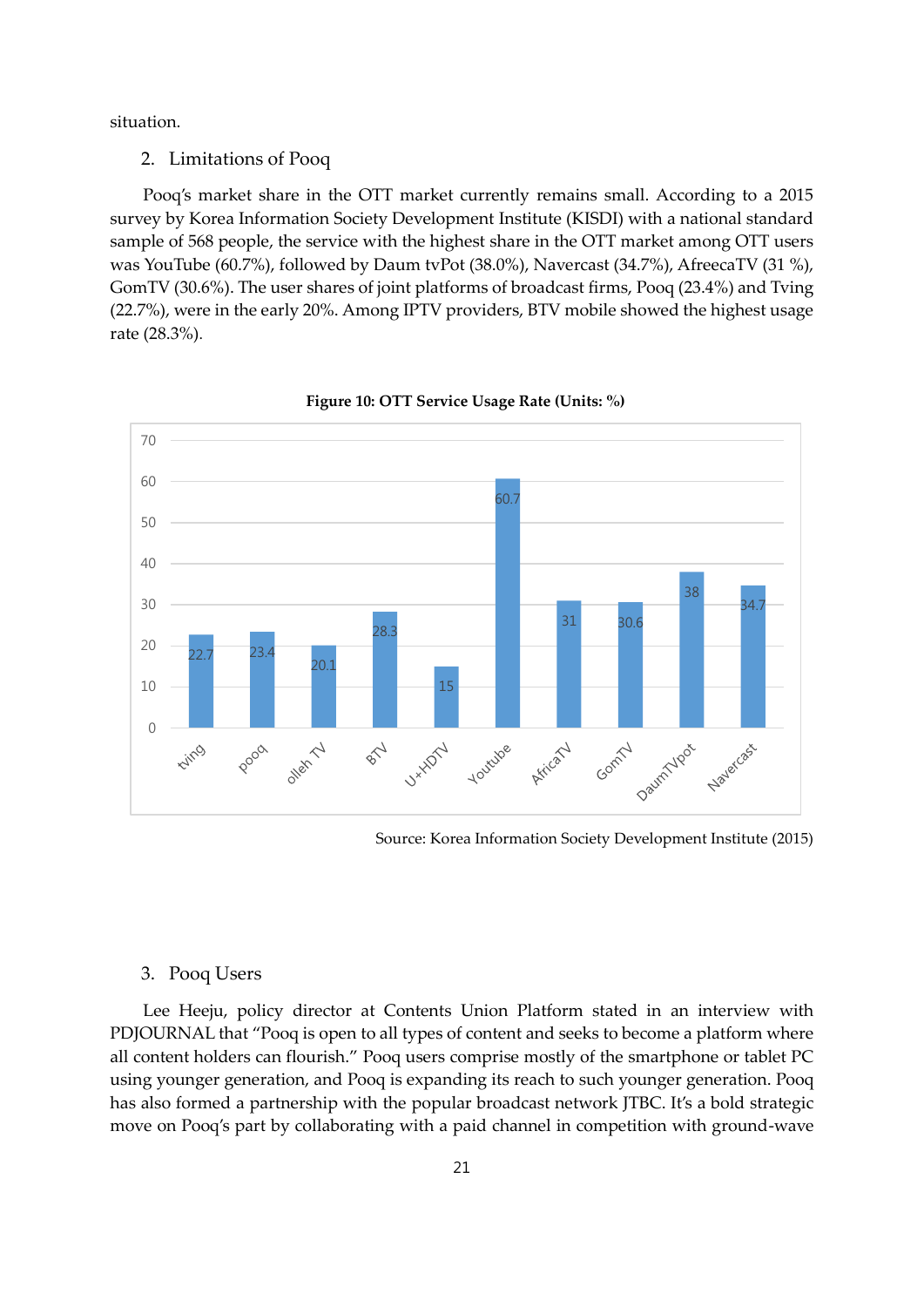situation.

2. Limitations of Pooq

Pooq's market share in the OTT market currently remains small. According to a 2015 survey by Korea Information Society Development Institute (KISDI) with a national standard sample of 568 people, the service with the highest share in the OTT market among OTT users was YouTube (60.7%), followed by Daum tvPot (38.0%), Navercast (34.7%), AfreecaTV (31 %), GomTV (30.6%). The user shares of joint platforms of broadcast firms, Pooq (23.4%) and Tving (22.7%), were in the early 20%. Among IPTV providers, BTV mobile showed the highest usage rate (28.3%).

**Figure 10: OTT Service Usage Rate (Units: %)**

| Service | Usage Rate (%) |
| --- | --- |
| tving | 22.7 |
| pooq | 23.4 |
| olleh TV | 20.1 |
| BTV | 28.3 |
| U+HDTV | 15 |
| Youtube | 60.7 |
| AfricaTV | 31 |
| GomTV | 30.6 |
| DaumTVpot | 38 |
| Navercast | 34.7 |

Source: Korea Information Society Development Institute (2015)

3. Pooq Users

Lee Heeju, policy director at Contents Union Platform stated in an interview with PDJOURNAL that "Pooq is open to all types of content and seeks to become a platform where all content holders can flourish." Pooq users comprise mostly of the smartphone or tablet PC using younger generation, and Pooq is expanding its reach to such younger generation. Pooq has also formed a partnership with the popular broadcast network JTBC. It's a bold strategic move on Pooq's part by collaborating with a paid channel in competition with ground-wave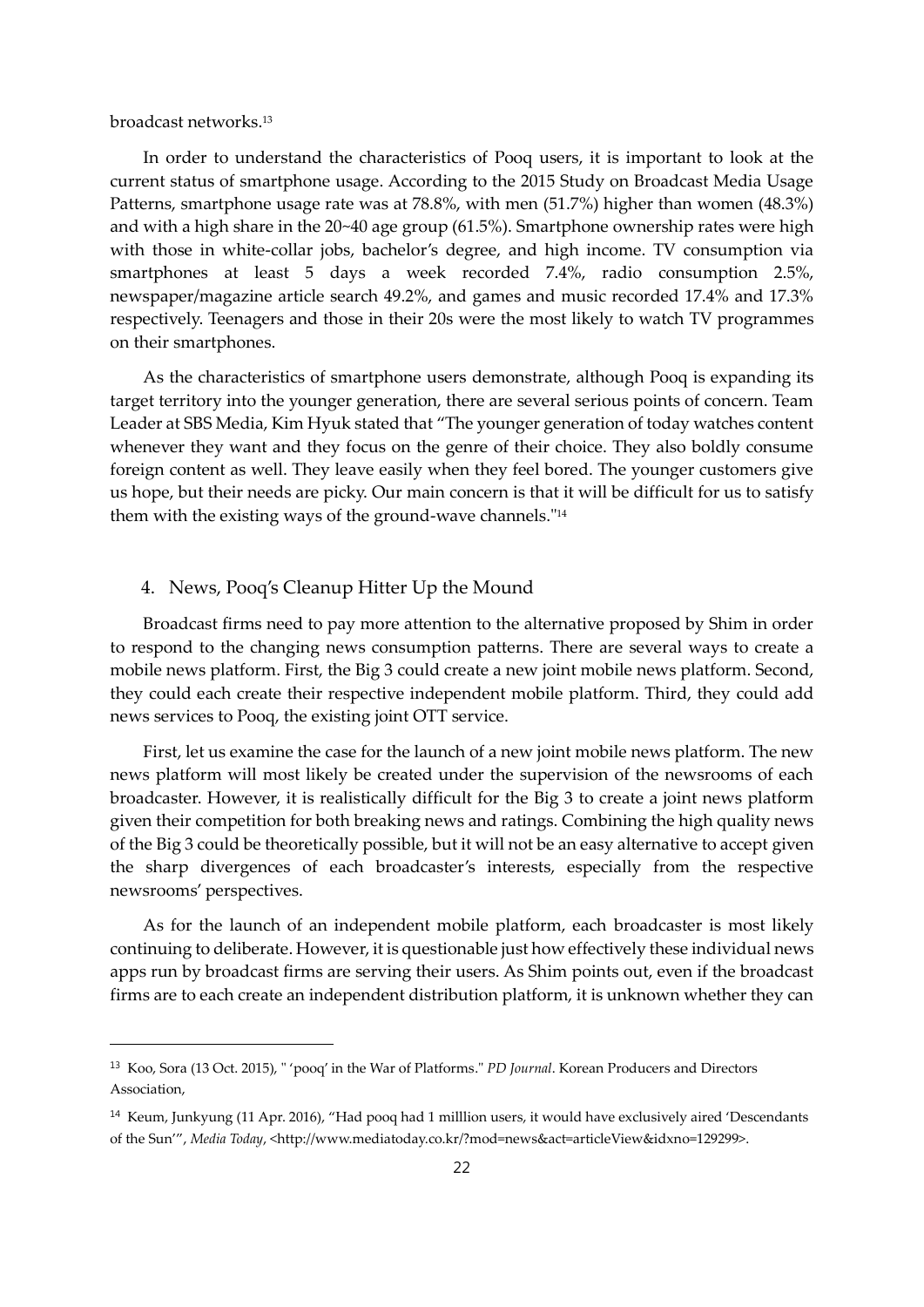broadcast networks.[13]

In order to understand the characteristics of Pooq users, it is important to look at the current status of smartphone usage. According to the 2015 Study on Broadcast Media Usage Patterns, smartphone usage rate was at 78.8%, with men (51.7%) higher than women (48.3%) and with a high share in the 20~40 age group (61.5%). Smartphone ownership rates were high with those in white-collar jobs, bachelor's degree, and high income. TV consumption via smartphones at least 5 days a week recorded 7.4%, radio consumption 2.5%, newspaper/magazine article search 49.2%, and games and music recorded 17.4% and 17.3% respectively. Teenagers and those in their 20s were the most likely to watch TV programmes on their smartphones.

As the characteristics of smartphone users demonstrate, although Pooq is expanding its target territory into the younger generation, there are several serious points of concern. Team Leader at SBS Media, Kim Hyuk stated that "The younger generation of today watches content whenever they want and they focus on the genre of their choice. They also boldly consume foreign content as well. They leave easily when they feel bored. The younger customers give us hope, but their needs are picky. Our main concern is that it will be difficult for us to satisfy them with the existing ways of the ground-wave channels."[14]

## 4. News, Pooq's Cleanup Hitter Up the Mound

Broadcast firms need to pay more attention to the alternative proposed by Shim in order to respond to the changing news consumption patterns. There are several ways to create a mobile news platform. First, the Big 3 could create a new joint mobile news platform. Second, they could each create their respective independent mobile platform. Third, they could add news services to Pooq, the existing joint OTT service.

First, let us examine the case for the launch of a new joint mobile news platform. The new news platform will most likely be created under the supervision of the newsrooms of each broadcaster. However, it is realistically difficult for the Big 3 to create a joint news platform given their competition for both breaking news and ratings. Combining the high quality news of the Big 3 could be theoretically possible, but it will not be an easy alternative to accept given the sharp divergences of each broadcaster's interests, especially from the respective newsrooms' perspectives.

As for the launch of an independent mobile platform, each broadcaster is most likely continuing to deliberate. However, it is questionable just how effectively these individual news apps run by broadcast firms are serving their users. As Shim points out, even if the broadcast firms are to each create an independent distribution platform, it is unknown whether they can

---

[13] Koo, Sora (13 Oct. 2015), " 'pooq' in the War of Platforms." *PD Journal*. Korean Producers and Directors Association,

[14] Keum, Junkyung (11 Apr. 2016), "Had pooq had 1 milllion users, it would have exclusively aired 'Descendants of the Sun'", *Media Today*, <http://www.mediatoday.co.kr/?mod=news&act=articleView&idxno=129299>.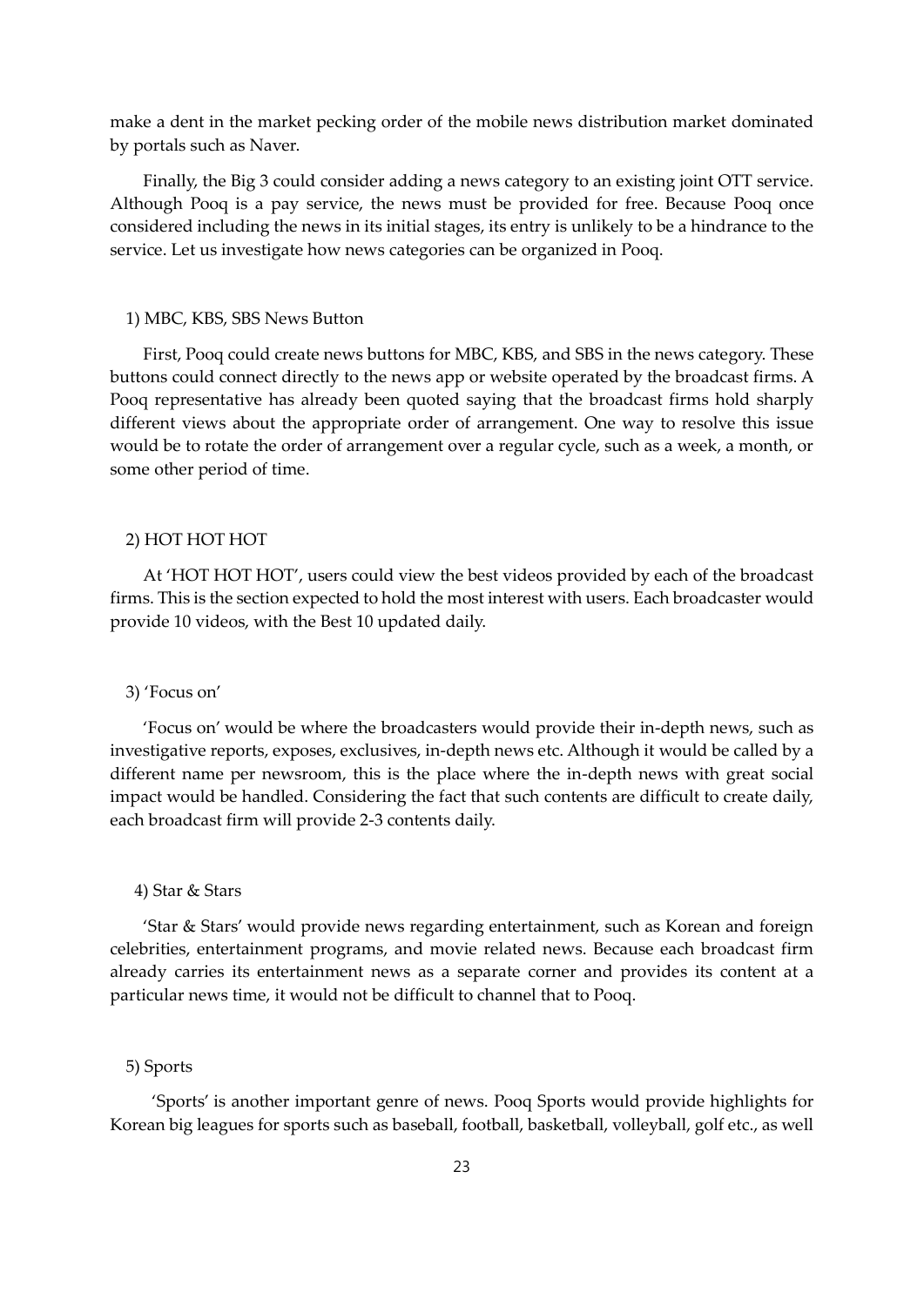make a dent in the market pecking order of the mobile news distribution market dominated by portals such as Naver.

Finally, the Big 3 could consider adding a news category to an existing joint OTT service. Although Pooq is a pay service, the news must be provided for free. Because Pooq once considered including the news in its initial stages, its entry is unlikely to be a hindrance to the service. Let us investigate how news categories can be organized in Pooq.

1) MBC, KBS, SBS News Button

First, Pooq could create news buttons for MBC, KBS, and SBS in the news category. These buttons could connect directly to the news app or website operated by the broadcast firms. A Pooq representative has already been quoted saying that the broadcast firms hold sharply different views about the appropriate order of arrangement. One way to resolve this issue would be to rotate the order of arrangement over a regular cycle, such as a week, a month, or some other period of time.

2) HOT HOT HOT

At 'HOT HOT HOT', users could view the best videos provided by each of the broadcast firms. This is the section expected to hold the most interest with users. Each broadcaster would provide 10 videos, with the Best 10 updated daily.

3) 'Focus on'

'Focus on' would be where the broadcasters would provide their in-depth news, such as investigative reports, exposes, exclusives, in-depth news etc. Although it would be called by a different name per newsroom, this is the place where the in-depth news with great social impact would be handled. Considering the fact that such contents are difficult to create daily, each broadcast firm will provide 2-3 contents daily.

4) Star & Stars

'Star & Stars' would provide news regarding entertainment, such as Korean and foreign celebrities, entertainment programs, and movie related news. Because each broadcast firm already carries its entertainment news as a separate corner and provides its content at a particular news time, it would not be difficult to channel that to Pooq.

5) Sports

'Sports' is another important genre of news. Pooq Sports would provide highlights for Korean big leagues for sports such as baseball, football, basketball, volleyball, golf etc., as well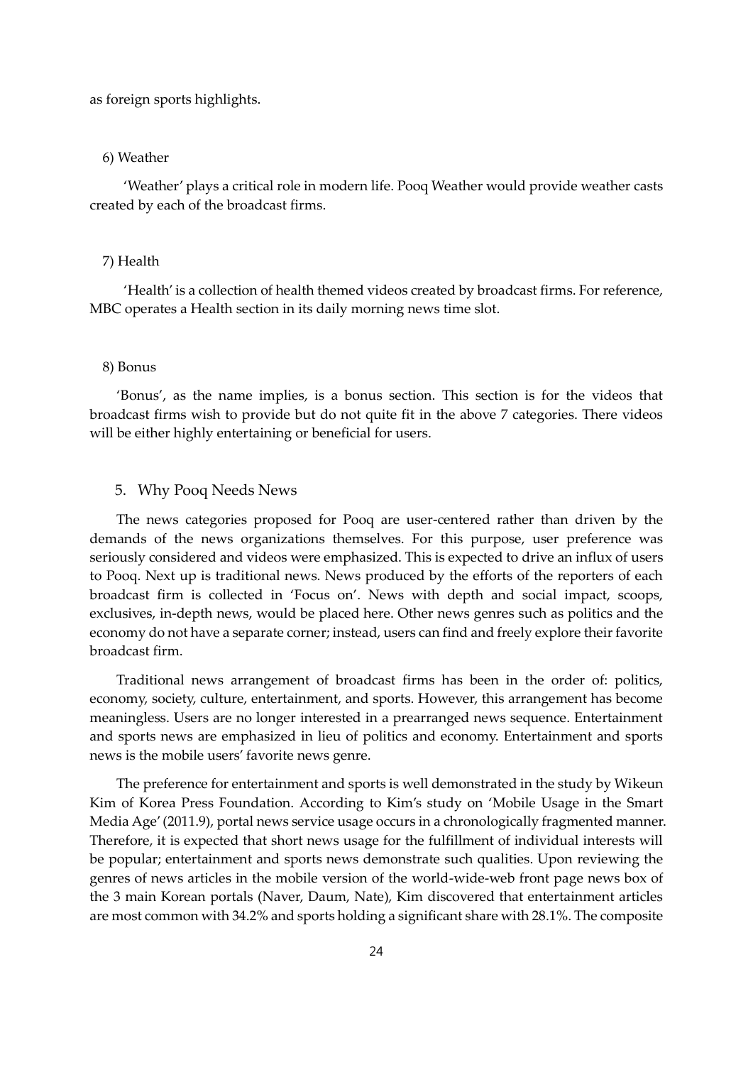as foreign sports highlights.

### 6) Weather

'Weather' plays a critical role in modern life. Pooq Weather would provide weather casts created by each of the broadcast firms.

### 7) Health

'Health' is a collection of health themed videos created by broadcast firms. For reference, MBC operates a Health section in its daily morning news time slot.

### 8) Bonus

'Bonus', as the name implies, is a bonus section. This section is for the videos that broadcast firms wish to provide but do not quite fit in the above 7 categories. There videos will be either highly entertaining or beneficial for users.

## 5. Why Pooq Needs News

The news categories proposed for Pooq are user-centered rather than driven by the demands of the news organizations themselves. For this purpose, user preference was seriously considered and videos were emphasized. This is expected to drive an influx of users to Pooq. Next up is traditional news. News produced by the efforts of the reporters of each broadcast firm is collected in 'Focus on'. News with depth and social impact, scoops, exclusives, in-depth news, would be placed here. Other news genres such as politics and the economy do not have a separate corner; instead, users can find and freely explore their favorite broadcast firm.

Traditional news arrangement of broadcast firms has been in the order of: politics, economy, society, culture, entertainment, and sports. However, this arrangement has become meaningless. Users are no longer interested in a prearranged news sequence. Entertainment and sports news are emphasized in lieu of politics and economy. Entertainment and sports news is the mobile users' favorite news genre.

The preference for entertainment and sports is well demonstrated in the study by Wikeun Kim of Korea Press Foundation. According to Kim's study on 'Mobile Usage in the Smart Media Age' (2011.9), portal news service usage occurs in a chronologically fragmented manner. Therefore, it is expected that short news usage for the fulfillment of individual interests will be popular; entertainment and sports news demonstrate such qualities. Upon reviewing the genres of news articles in the mobile version of the world-wide-web front page news box of the 3 main Korean portals (Naver, Daum, Nate), Kim discovered that entertainment articles are most common with 34.2% and sports holding a significant share with 28.1%. The composite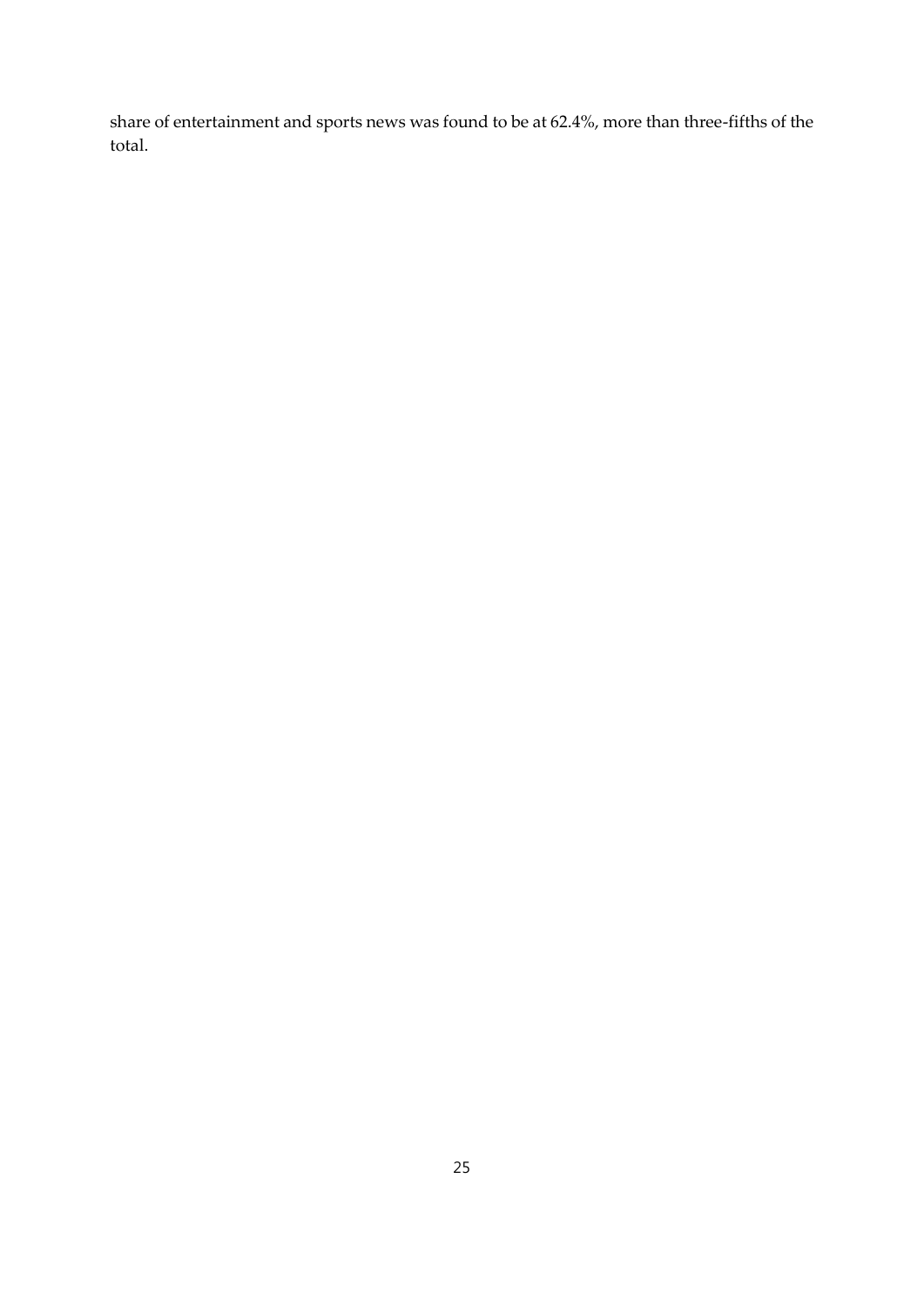share of entertainment and sports news was found to be at 62.4%, more than three-fifths of the total.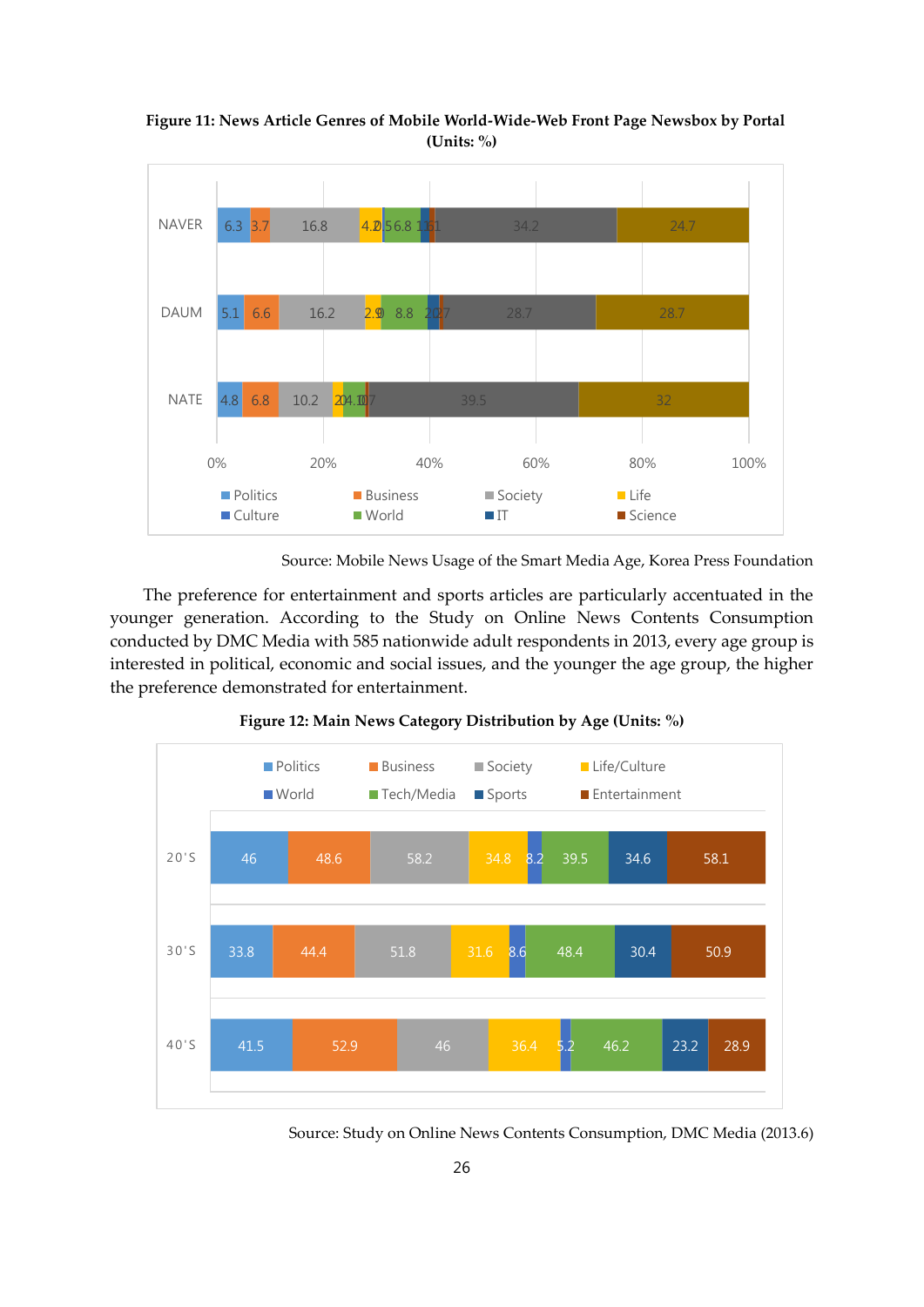**Figure 11: News Article Genres of Mobile World-Wide-Web Front Page Newsbox by Portal (Units: %)**

Source: Mobile News Usage of the Smart Media Age, Korea Press Foundation

The preference for entertainment and sports articles are particularly accentuated in the younger generation. According to the Study on Online News Contents Consumption conducted by DMC Media with 585 nationwide adult respondents in 2013, every age group is interested in political, economic and social issues, and the younger the age group, the higher the preference demonstrated for entertainment.

**Figure 12: Main News Category Distribution by Age (Units: %)**

Source: Study on Online News Contents Consumption, DMC Media (2013.6)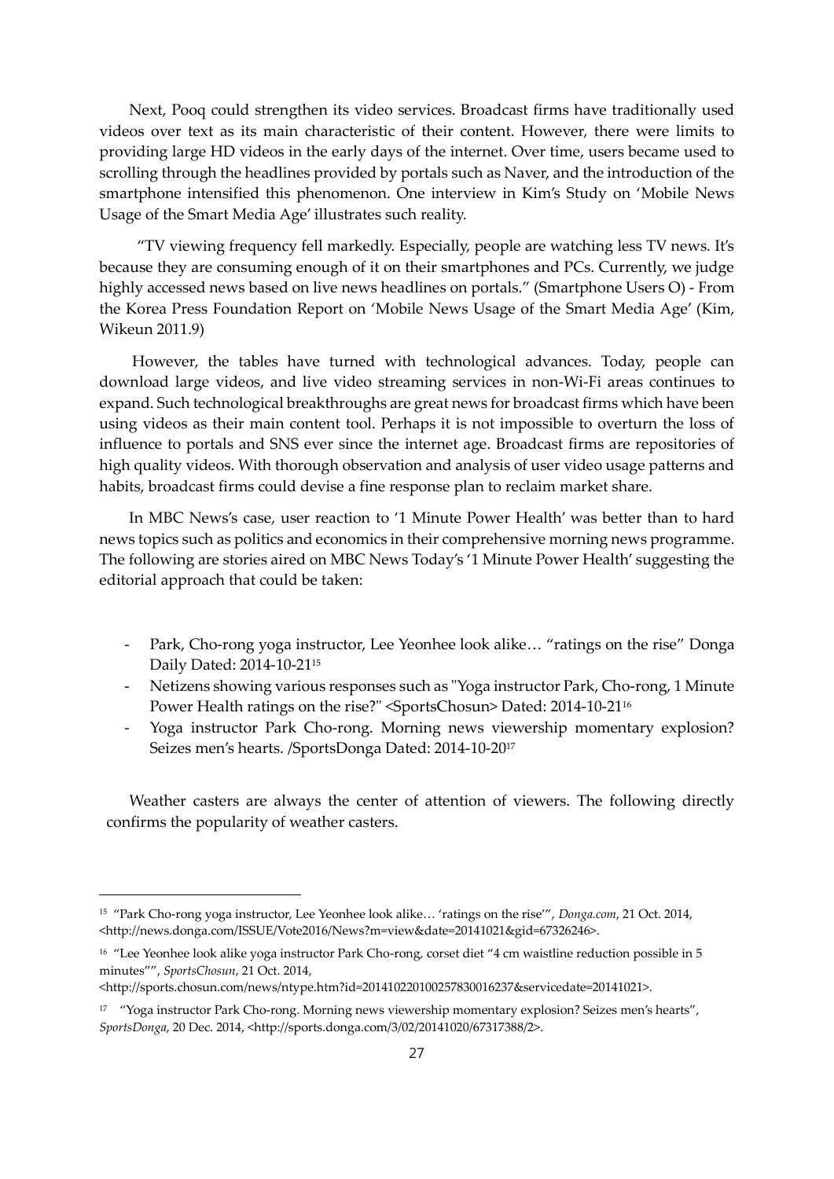Next, Pooq could strengthen its video services. Broadcast firms have traditionally used videos over text as its main characteristic of their content. However, there were limits to providing large HD videos in the early days of the internet. Over time, users became used to scrolling through the headlines provided by portals such as Naver, and the introduction of the smartphone intensified this phenomenon. One interview in Kim's Study on 'Mobile News Usage of the Smart Media Age' illustrates such reality.

"TV viewing frequency fell markedly. Especially, people are watching less TV news. It's because they are consuming enough of it on their smartphones and PCs. Currently, we judge highly accessed news based on live news headlines on portals." (Smartphone Users O) - From the Korea Press Foundation Report on 'Mobile News Usage of the Smart Media Age' (Kim, Wikeun 2011.9)

However, the tables have turned with technological advances. Today, people can download large videos, and live video streaming services in non-Wi-Fi areas continues to expand. Such technological breakthroughs are great news for broadcast firms which have been using videos as their main content tool. Perhaps it is not impossible to overturn the loss of influence to portals and SNS ever since the internet age. Broadcast firms are repositories of high quality videos. With thorough observation and analysis of user video usage patterns and habits, broadcast firms could devise a fine response plan to reclaim market share.

In MBC News's case, user reaction to '1 Minute Power Health' was better than to hard news topics such as politics and economics in their comprehensive morning news programme. The following are stories aired on MBC News Today's '1 Minute Power Health' suggesting the editorial approach that could be taken:

- Park, Cho-rong yoga instructor, Lee Yeonhee look alike… "ratings on the rise" Donga Daily Dated: 2014-10-21[15]
- Netizens showing various responses such as "Yoga instructor Park, Cho-rong, 1 Minute Power Health ratings on the rise?" <SportsChosun> Dated: 2014-10-21[16]
- Yoga instructor Park Cho-rong. Morning news viewership momentary explosion? Seizes men's hearts. /SportsDonga Dated: 2014-10-20[17]

Weather casters are always the center of attention of viewers. The following directly confirms the popularity of weather casters.

---

[15] "Park Cho-rong yoga instructor, Lee Yeonhee look alike… 'ratings on the rise'", *Donga.com*, 21 Oct. 2014, <http://news.donga.com/ISSUE/Vote2016/News?m=view&date=20141021&gid=67326246>.

[16] "Lee Yeonhee look alike yoga instructor Park Cho-rong, corset diet "4 cm waistline reduction possible in 5 minutes"", *SportsChosun*, 21 Oct. 2014, <http://sports.chosun.com/news/ntype.htm?id=201410220100257830016237&servicedate=20141021>.

[17] "Yoga instructor Park Cho-rong. Morning news viewership momentary explosion? Seizes men's hearts", *SportsDonga*, 20 Dec. 2014, <http://sports.donga.com/3/02/20141020/67317388/2>.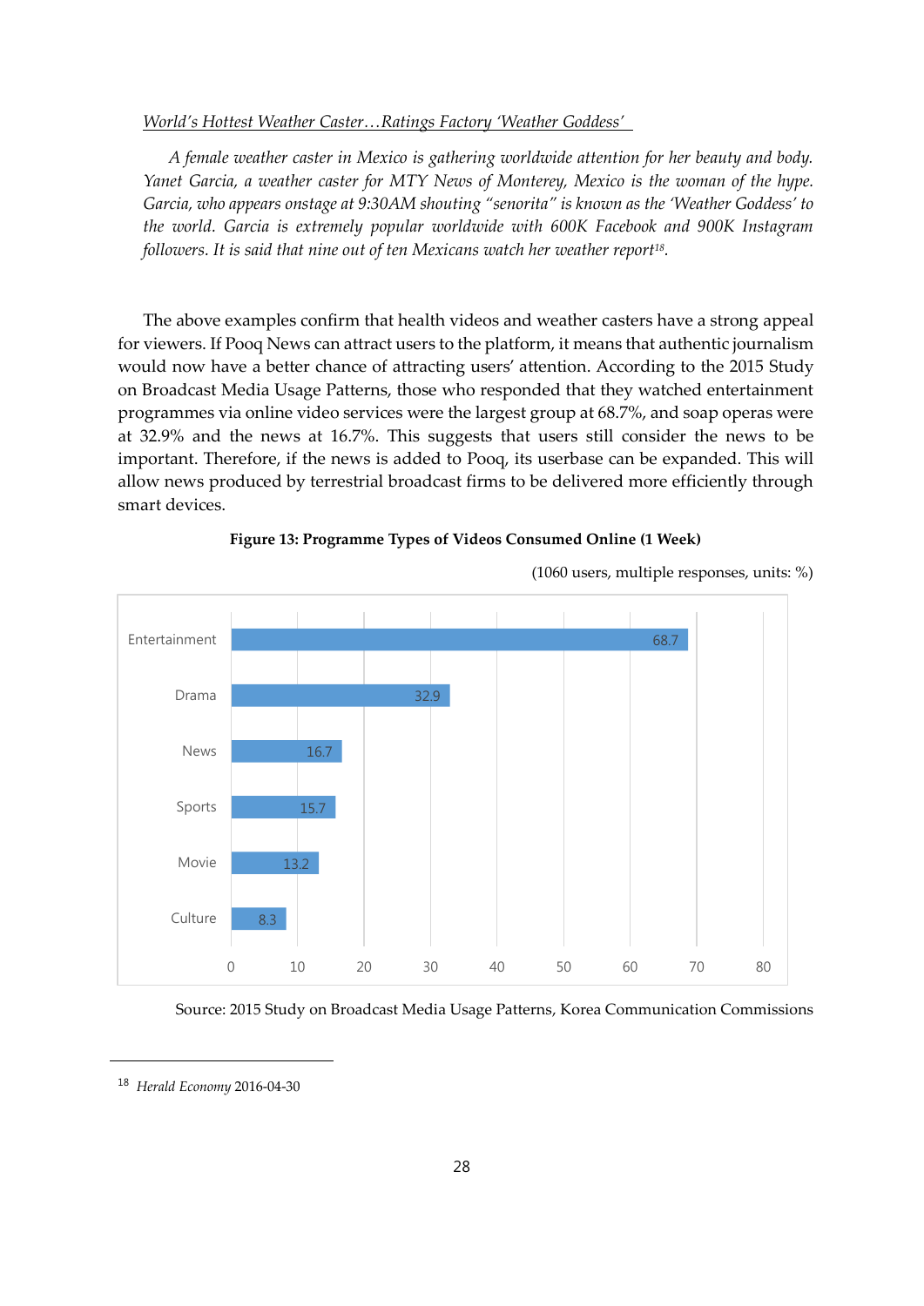*World's Hottest Weather Caster…Ratings Factory 'Weather Goddess'*

*A female weather caster in Mexico is gathering worldwide attention for her beauty and body. Yanet Garcia, a weather caster for MTY News of Monterey, Mexico is the woman of the hype. Garcia, who appears onstage at 9:30AM shouting "senorita" is known as the 'Weather Goddess' to the world. Garcia is extremely popular worldwide with 600K Facebook and 900K Instagram followers. It is said that nine out of ten Mexicans watch her weather report*[18].

The above examples confirm that health videos and weather casters have a strong appeal for viewers. If Pooq News can attract users to the platform, it means that authentic journalism would now have a better chance of attracting users' attention. According to the 2015 Study on Broadcast Media Usage Patterns, those who responded that they watched entertainment programmes via online video services were the largest group at 68.7%, and soap operas were at 32.9% and the news at 16.7%. This suggests that users still consider the news to be important. Therefore, if the news is added to Pooq, its userbase can be expanded. This will allow news produced by terrestrial broadcast firms to be delivered more efficiently through smart devices.

**Figure 13: Programme Types of Videos Consumed Online (1 Week)**

(1060 users, multiple responses, units: %)

| Programme Type | % |
|---|---|
| Entertainment | 68.7 |
| Drama | 32.9 |
| News | 16.7 |
| Sports | 15.7 |
| Movie | 13.2 |
| Culture | 8.3 |

Source: 2015 Study on Broadcast Media Usage Patterns, Korea Communication Commissions

---

[18] *Herald Economy* 2016-04-30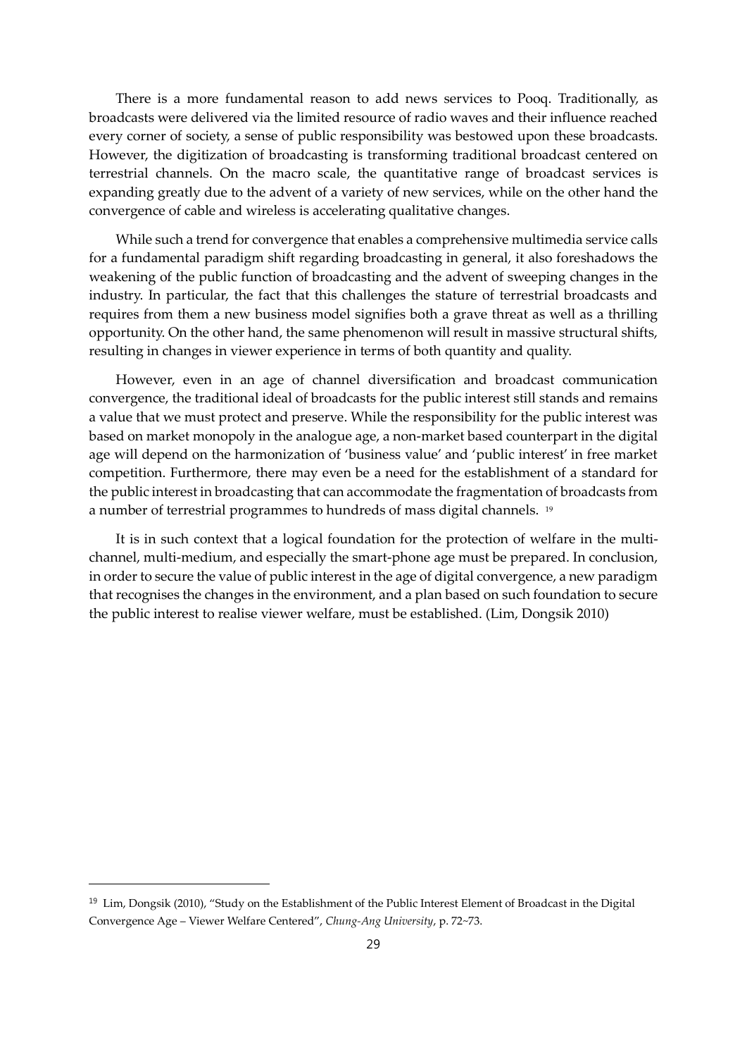There is a more fundamental reason to add news services to Pooq. Traditionally, as broadcasts were delivered via the limited resource of radio waves and their influence reached every corner of society, a sense of public responsibility was bestowed upon these broadcasts. However, the digitization of broadcasting is transforming traditional broadcast centered on terrestrial channels. On the macro scale, the quantitative range of broadcast services is expanding greatly due to the advent of a variety of new services, while on the other hand the convergence of cable and wireless is accelerating qualitative changes.

While such a trend for convergence that enables a comprehensive multimedia service calls for a fundamental paradigm shift regarding broadcasting in general, it also foreshadows the weakening of the public function of broadcasting and the advent of sweeping changes in the industry. In particular, the fact that this challenges the stature of terrestrial broadcasts and requires from them a new business model signifies both a grave threat as well as a thrilling opportunity. On the other hand, the same phenomenon will result in massive structural shifts, resulting in changes in viewer experience in terms of both quantity and quality.

However, even in an age of channel diversification and broadcast communication convergence, the traditional ideal of broadcasts for the public interest still stands and remains a value that we must protect and preserve. While the responsibility for the public interest was based on market monopoly in the analogue age, a non-market based counterpart in the digital age will depend on the harmonization of 'business value' and 'public interest' in free market competition. Furthermore, there may even be a need for the establishment of a standard for the public interest in broadcasting that can accommodate the fragmentation of broadcasts from a number of terrestrial programmes to hundreds of mass digital channels. [19]

It is in such context that a logical foundation for the protection of welfare in the multi-channel, multi-medium, and especially the smart-phone age must be prepared. In conclusion, in order to secure the value of public interest in the age of digital convergence, a new paradigm that recognises the changes in the environment, and a plan based on such foundation to secure the public interest to realise viewer welfare, must be established. (Lim, Dongsik 2010)

---

[19] Lim, Dongsik (2010), "Study on the Establishment of the Public Interest Element of Broadcast in the Digital Convergence Age – Viewer Welfare Centered", *Chung-Ang University*, p. 72~73.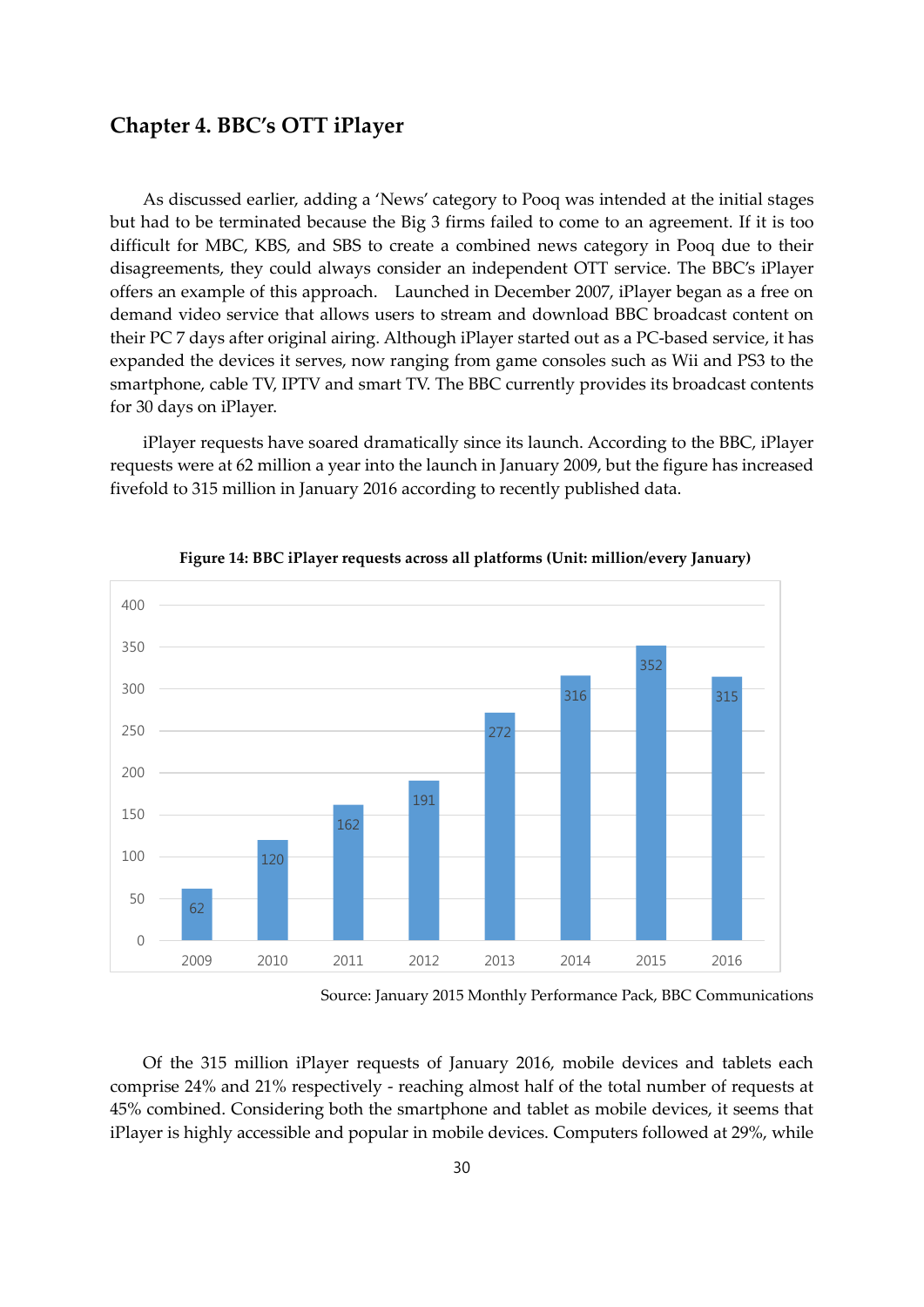## Chapter 4. BBC's OTT iPlayer

As discussed earlier, adding a 'News' category to Pooq was intended at the initial stages but had to be terminated because the Big 3 firms failed to come to an agreement. If it is too difficult for MBC, KBS, and SBS to create a combined news category in Pooq due to their disagreements, they could always consider an independent OTT service. The BBC's iPlayer offers an example of this approach. Launched in December 2007, iPlayer began as a free on demand video service that allows users to stream and download BBC broadcast content on their PC 7 days after original airing. Although iPlayer started out as a PC-based service, it has expanded the devices it serves, now ranging from game consoles such as Wii and PS3 to the smartphone, cable TV, IPTV and smart TV. The BBC currently provides its broadcast contents for 30 days on iPlayer.

iPlayer requests have soared dramatically since its launch. According to the BBC, iPlayer requests were at 62 million a year into the launch in January 2009, but the figure has increased fivefold to 315 million in January 2016 according to recently published data.

**Figure 14: BBC iPlayer requests across all platforms (Unit: million/every January)**

| Year | 2009 | 2010 | 2011 | 2012 | 2013 | 2014 | 2015 | 2016 |
|---|---|---|---|---|---|---|---|---|
| Requests | 62 | 120 | 162 | 191 | 272 | 316 | 352 | 315 |

Source: January 2015 Monthly Performance Pack, BBC Communications

Of the 315 million iPlayer requests of January 2016, mobile devices and tablets each comprise 24% and 21% respectively - reaching almost half of the total number of requests at 45% combined. Considering both the smartphone and tablet as mobile devices, it seems that iPlayer is highly accessible and popular in mobile devices. Computers followed at 29%, while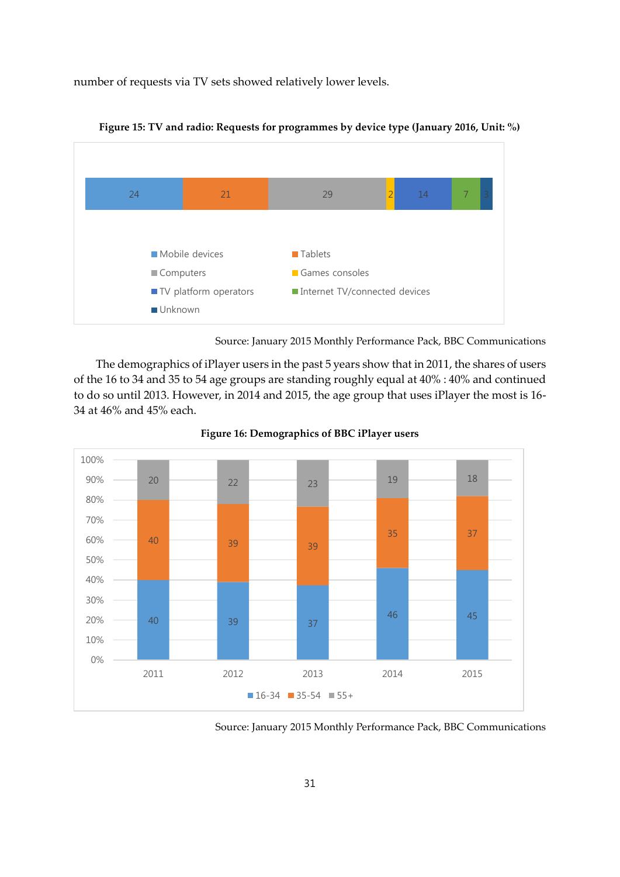number of requests via TV sets showed relatively lower levels.

**Figure 15: TV and radio: Requests for programmes by device type (January 2016, Unit: %)**

| Mobile devices | Tablets | Computers | Games consoles | TV platform operators | Internet TV/connected devices | Unknown |
|---|---|---|---|---|---|---|
| 24 | 21 | 29 | 2 | 14 | 7 | 3 |

Source: January 2015 Monthly Performance Pack, BBC Communications

The demographics of iPlayer users in the past 5 years show that in 2011, the shares of users of the 16 to 34 and 35 to 54 age groups are standing roughly equal at 40% : 40% and continued to do so until 2013. However, in 2014 and 2015, the age group that uses iPlayer the most is 16-34 at 46% and 45% each.

**Figure 16: Demographics of BBC iPlayer users**

| | 2011 | 2012 | 2013 | 2014 | 2015 |
|---|---|---|---|---|---|
| 16-34 | 40 | 39 | 37 | 46 | 45 |
| 35-54 | 40 | 39 | 39 | 35 | 37 |
| 55+ | 20 | 22 | 23 | 19 | 18 |

Source: January 2015 Monthly Performance Pack, BBC Communications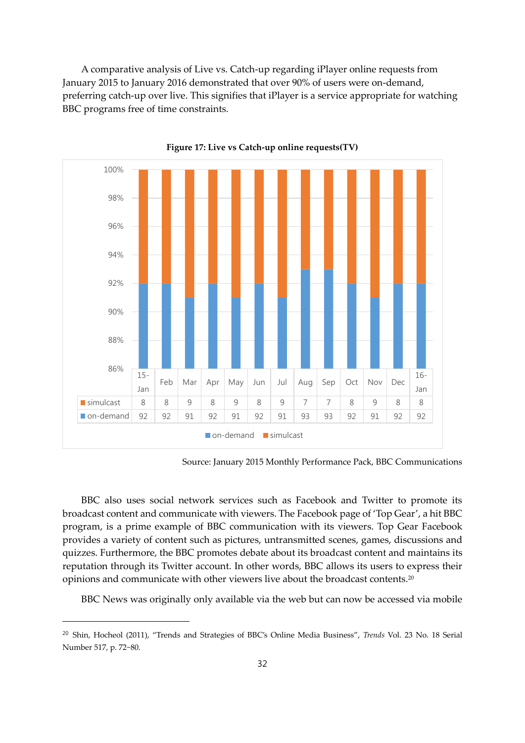A comparative analysis of Live vs. Catch-up regarding iPlayer online requests from January 2015 to January 2016 demonstrated that over 90% of users were on-demand, preferring catch-up over live. This signifies that iPlayer is a service appropriate for watching BBC programs free of time constraints.

**Figure 17: Live vs Catch-up online requests(TV)**

| | 15-Jan | Feb | Mar | Apr | May | Jun | Jul | Aug | Sep | Oct | Nov | Dec | 16-Jan |
|---|---|---|---|---|---|---|---|---|---|---|---|---|---|
| simulcast | 8 | 8 | 9 | 8 | 9 | 8 | 9 | 7 | 7 | 8 | 9 | 8 | 8 |
| on-demand | 92 | 92 | 91 | 92 | 91 | 92 | 91 | 93 | 93 | 92 | 91 | 92 | 92 |

Source: January 2015 Monthly Performance Pack, BBC Communications

BBC also uses social network services such as Facebook and Twitter to promote its broadcast content and communicate with viewers. The Facebook page of 'Top Gear', a hit BBC program, is a prime example of BBC communication with its viewers. Top Gear Facebook provides a variety of content such as pictures, untransmitted scenes, games, discussions and quizzes. Furthermore, the BBC promotes debate about its broadcast content and maintains its reputation through its Twitter account. In other words, BBC allows its users to express their opinions and communicate with other viewers live about the broadcast contents.[20]

BBC News was originally only available via the web but can now be accessed via mobile

---

[20] Shin, Hocheol (2011), "Trends and Strategies of BBC's Online Media Business", *Trends* Vol. 23 No. 18 Serial Number 517, p. 72~80.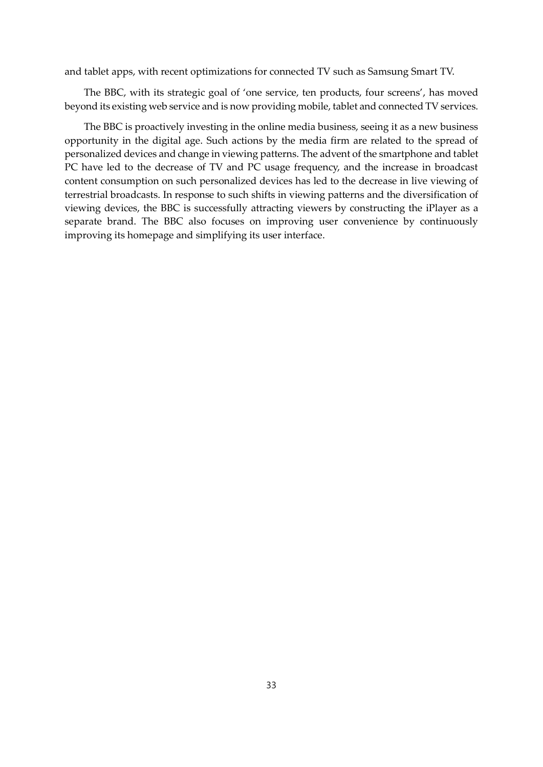and tablet apps, with recent optimizations for connected TV such as Samsung Smart TV.

The BBC, with its strategic goal of 'one service, ten products, four screens', has moved beyond its existing web service and is now providing mobile, tablet and connected TV services.

The BBC is proactively investing in the online media business, seeing it as a new business opportunity in the digital age. Such actions by the media firm are related to the spread of personalized devices and change in viewing patterns. The advent of the smartphone and tablet PC have led to the decrease of TV and PC usage frequency, and the increase in broadcast content consumption on such personalized devices has led to the decrease in live viewing of terrestrial broadcasts. In response to such shifts in viewing patterns and the diversification of viewing devices, the BBC is successfully attracting viewers by constructing the iPlayer as a separate brand. The BBC also focuses on improving user convenience by continuously improving its homepage and simplifying its user interface.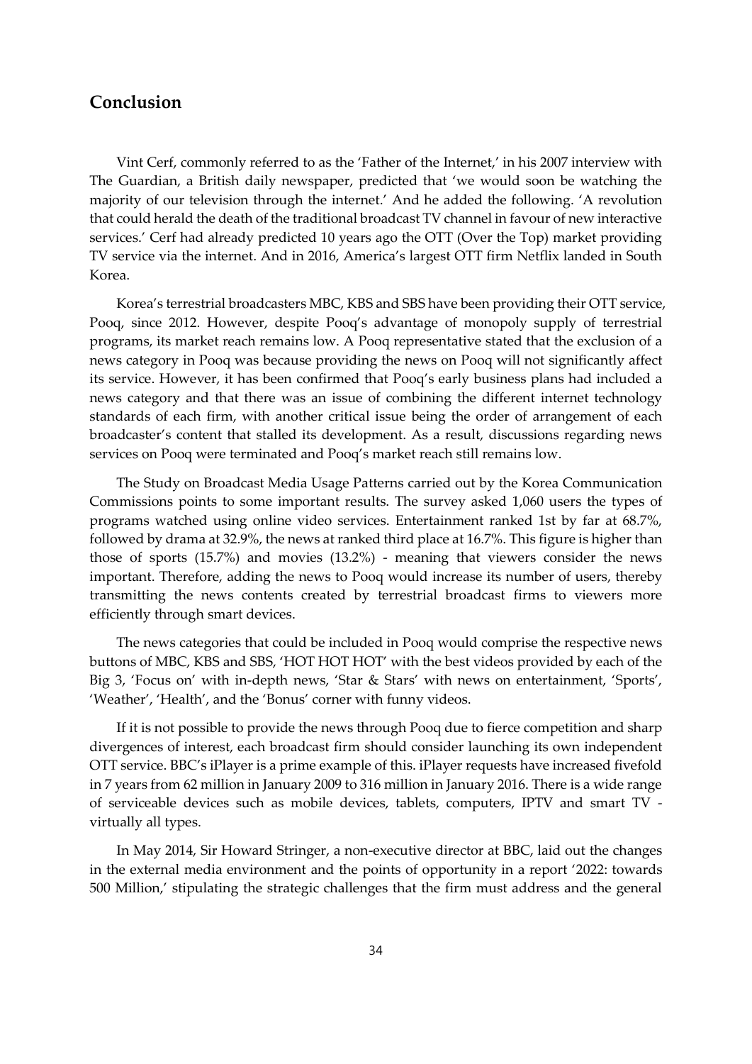## Conclusion

Vint Cerf, commonly referred to as the 'Father of the Internet,' in his 2007 interview with The Guardian, a British daily newspaper, predicted that 'we would soon be watching the majority of our television through the internet.' And he added the following. 'A revolution that could herald the death of the traditional broadcast TV channel in favour of new interactive services.' Cerf had already predicted 10 years ago the OTT (Over the Top) market providing TV service via the internet. And in 2016, America's largest OTT firm Netflix landed in South Korea.

Korea's terrestrial broadcasters MBC, KBS and SBS have been providing their OTT service, Pooq, since 2012. However, despite Pooq's advantage of monopoly supply of terrestrial programs, its market reach remains low. A Pooq representative stated that the exclusion of a news category in Pooq was because providing the news on Pooq will not significantly affect its service. However, it has been confirmed that Pooq's early business plans had included a news category and that there was an issue of combining the different internet technology standards of each firm, with another critical issue being the order of arrangement of each broadcaster's content that stalled its development. As a result, discussions regarding news services on Pooq were terminated and Pooq's market reach still remains low.

The Study on Broadcast Media Usage Patterns carried out by the Korea Communication Commissions points to some important results. The survey asked 1,060 users the types of programs watched using online video services. Entertainment ranked 1st by far at 68.7%, followed by drama at 32.9%, the news at ranked third place at 16.7%. This figure is higher than those of sports (15.7%) and movies (13.2%) - meaning that viewers consider the news important. Therefore, adding the news to Pooq would increase its number of users, thereby transmitting the news contents created by terrestrial broadcast firms to viewers more efficiently through smart devices.

The news categories that could be included in Pooq would comprise the respective news buttons of MBC, KBS and SBS, 'HOT HOT HOT' with the best videos provided by each of the Big 3, 'Focus on' with in-depth news, 'Star & Stars' with news on entertainment, 'Sports', 'Weather', 'Health', and the 'Bonus' corner with funny videos.

If it is not possible to provide the news through Pooq due to fierce competition and sharp divergences of interest, each broadcast firm should consider launching its own independent OTT service. BBC's iPlayer is a prime example of this. iPlayer requests have increased fivefold in 7 years from 62 million in January 2009 to 316 million in January 2016. There is a wide range of serviceable devices such as mobile devices, tablets, computers, IPTV and smart TV - virtually all types.

In May 2014, Sir Howard Stringer, a non-executive director at BBC, laid out the changes in the external media environment and the points of opportunity in a report '2022: towards 500 Million,' stipulating the strategic challenges that the firm must address and the general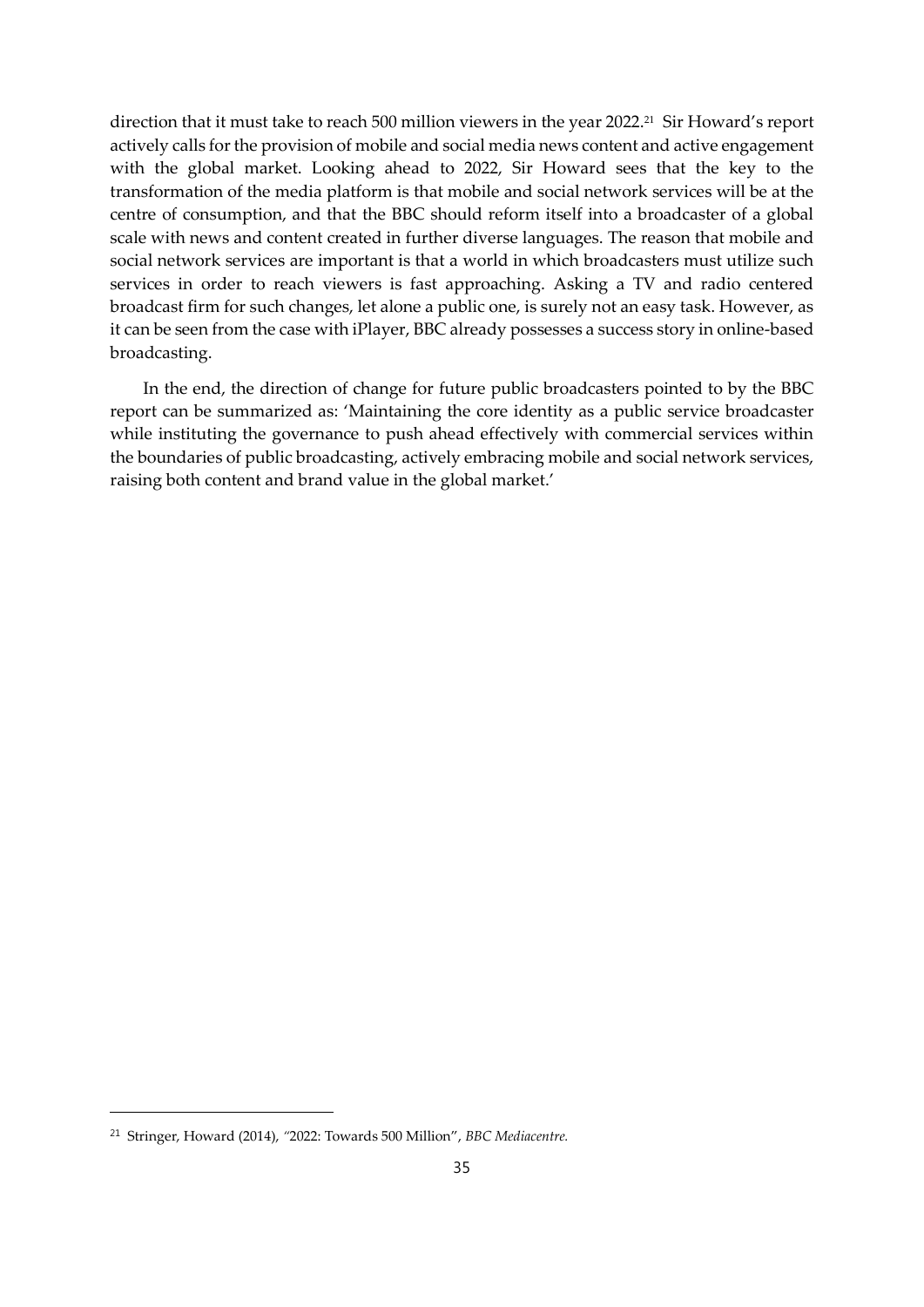direction that it must take to reach 500 million viewers in the year 2022.[21] Sir Howard's report actively calls for the provision of mobile and social media news content and active engagement with the global market. Looking ahead to 2022, Sir Howard sees that the key to the transformation of the media platform is that mobile and social network services will be at the centre of consumption, and that the BBC should reform itself into a broadcaster of a global scale with news and content created in further diverse languages. The reason that mobile and social network services are important is that a world in which broadcasters must utilize such services in order to reach viewers is fast approaching. Asking a TV and radio centered broadcast firm for such changes, let alone a public one, is surely not an easy task. However, as it can be seen from the case with iPlayer, BBC already possesses a success story in online-based broadcasting.

In the end, the direction of change for future public broadcasters pointed to by the BBC report can be summarized as: 'Maintaining the core identity as a public service broadcaster while instituting the governance to push ahead effectively with commercial services within the boundaries of public broadcasting, actively embracing mobile and social network services, raising both content and brand value in the global market.'

---

[21] Stringer, Howard (2014), "2022: Towards 500 Million", *BBC Mediacentre.*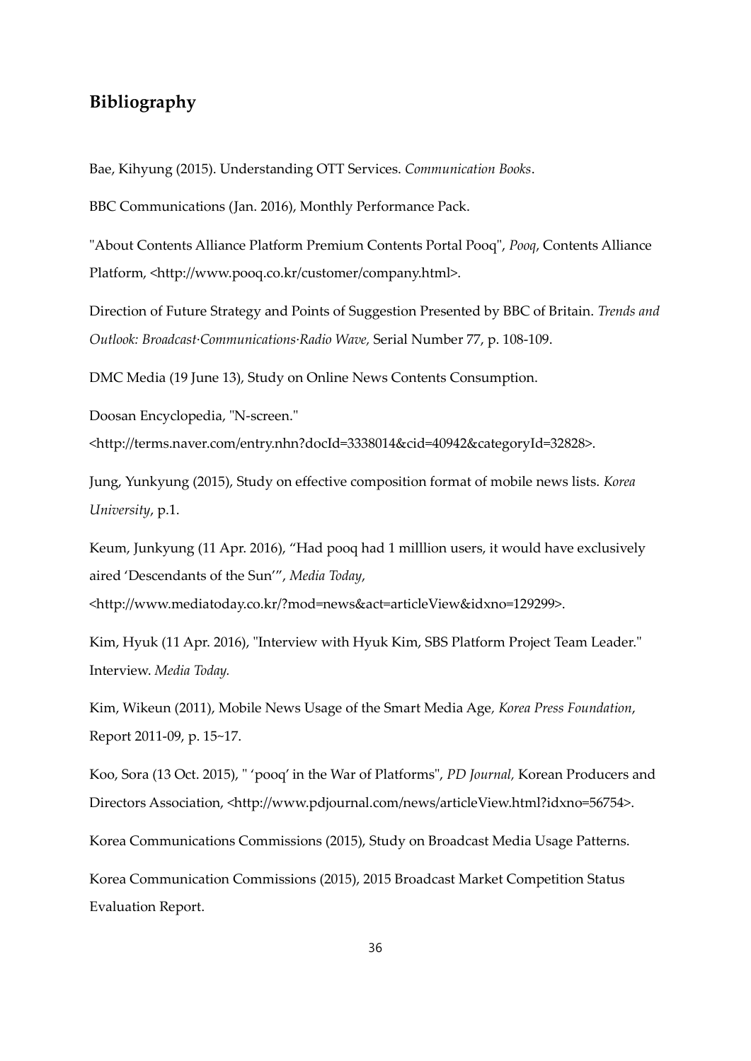## Bibliography

Bae, Kihyung (2015). Understanding OTT Services. *Communication Books*.

BBC Communications (Jan. 2016), Monthly Performance Pack.

"About Contents Alliance Platform Premium Contents Portal Pooq", *Pooq*, Contents Alliance Platform, <http://www.pooq.co.kr/customer/company.html>.

Direction of Future Strategy and Points of Suggestion Presented by BBC of Britain. *Trends and Outlook: Broadcast·Communications·Radio Wave,* Serial Number 77, p. 108-109.

DMC Media (19 June 13), Study on Online News Contents Consumption.

Doosan Encyclopedia, "N-screen." <http://terms.naver.com/entry.nhn?docId=3338014&cid=40942&categoryId=32828>.

Jung, Yunkyung (2015), Study on effective composition format of mobile news lists. *Korea University*, p.1.

Keum, Junkyung (11 Apr. 2016), "Had pooq had 1 milllion users, it would have exclusively aired 'Descendants of the Sun'", *Media Today*, <http://www.mediatoday.co.kr/?mod=news&act=articleView&idxno=129299>.

Kim, Hyuk (11 Apr. 2016), "Interview with Hyuk Kim, SBS Platform Project Team Leader." Interview. *Media Today.*

Kim, Wikeun (2011), Mobile News Usage of the Smart Media Age*, Korea Press Foundation*, Report 2011-09, p. 15~17.

Koo, Sora (13 Oct. 2015), " 'pooq' in the War of Platforms", *PD Journal,* Korean Producers and Directors Association, <http://www.pdjournal.com/news/articleView.html?idxno=56754>.

Korea Communications Commissions (2015), Study on Broadcast Media Usage Patterns.

Korea Communication Commissions (2015), 2015 Broadcast Market Competition Status Evaluation Report.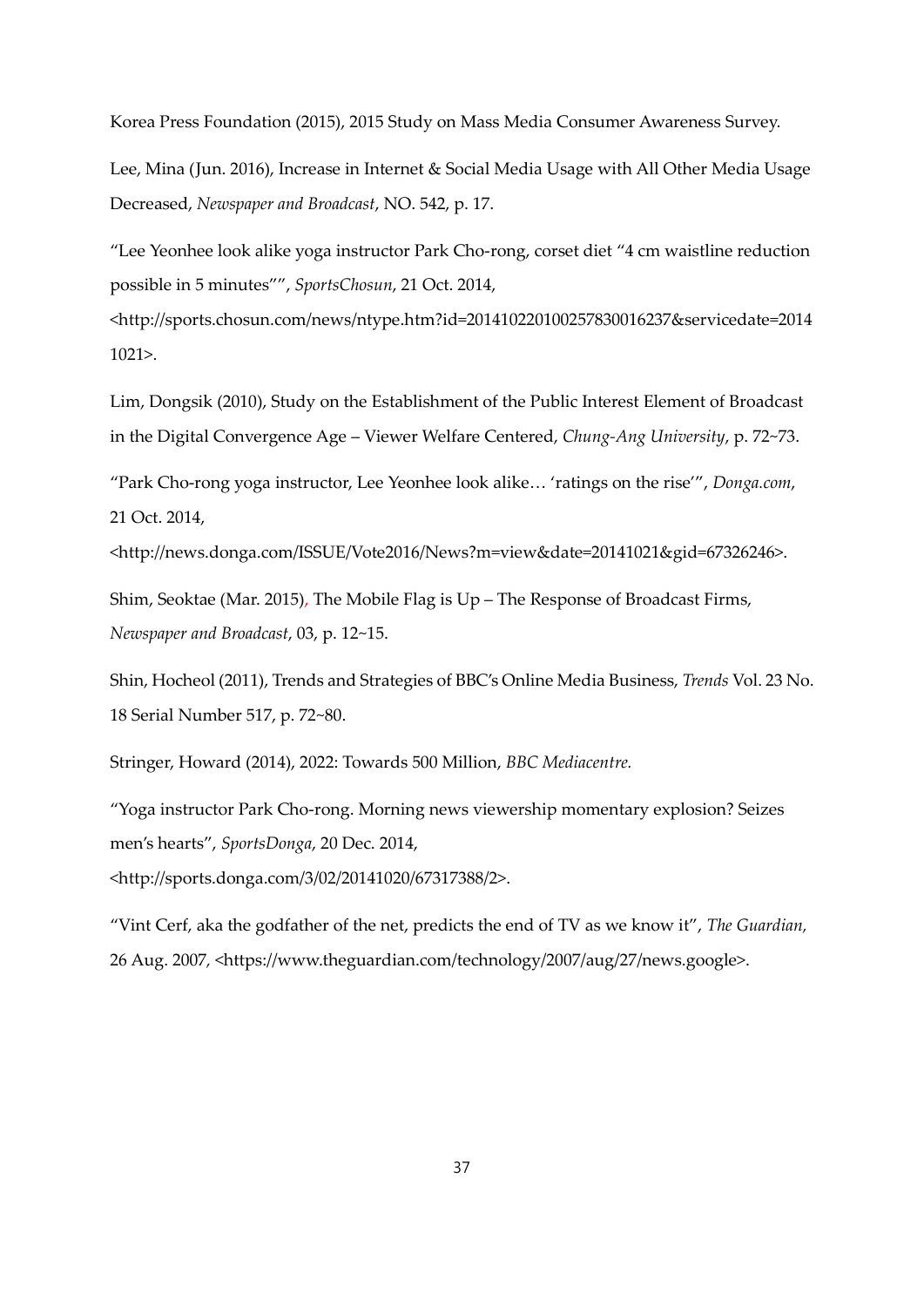Korea Press Foundation (2015), 2015 Study on Mass Media Consumer Awareness Survey.

Lee, Mina (Jun. 2016), Increase in Internet & Social Media Usage with All Other Media Usage Decreased, *Newspaper and Broadcast*, NO. 542, p. 17.

"Lee Yeonhee look alike yoga instructor Park Cho-rong, corset diet "4 cm waistline reduction possible in 5 minutes"", *SportsChosun*, 21 Oct. 2014, <http://sports.chosun.com/news/ntype.htm?id=201410220100257830016237&servicedate=20141021>.

Lim, Dongsik (2010), Study on the Establishment of the Public Interest Element of Broadcast in the Digital Convergence Age – Viewer Welfare Centered, *Chung-Ang University*, p. 72~73.

"Park Cho-rong yoga instructor, Lee Yeonhee look alike… 'ratings on the rise'", *Donga.com*, 21 Oct. 2014, <http://news.donga.com/ISSUE/Vote2016/News?m=view&date=20141021&gid=67326246>.

Shim, Seoktae (Mar. 2015), The Mobile Flag is Up – The Response of Broadcast Firms, *Newspaper and Broadcast*, 03, p. 12~15.

Shin, Hocheol (2011), Trends and Strategies of BBC's Online Media Business, *Trends* Vol. 23 No. 18 Serial Number 517, p. 72~80.

Stringer, Howard (2014), 2022: Towards 500 Million, *BBC Mediacentre.*

"Yoga instructor Park Cho-rong. Morning news viewership momentary explosion? Seizes men's hearts", *SportsDonga*, 20 Dec. 2014, <http://sports.donga.com/3/02/20141020/67317388/2>.

"Vint Cerf, aka the godfather of the net, predicts the end of TV as we know it", *The Guardian,* 26 Aug. 2007, <https://www.theguardian.com/technology/2007/aug/27/news.google>.